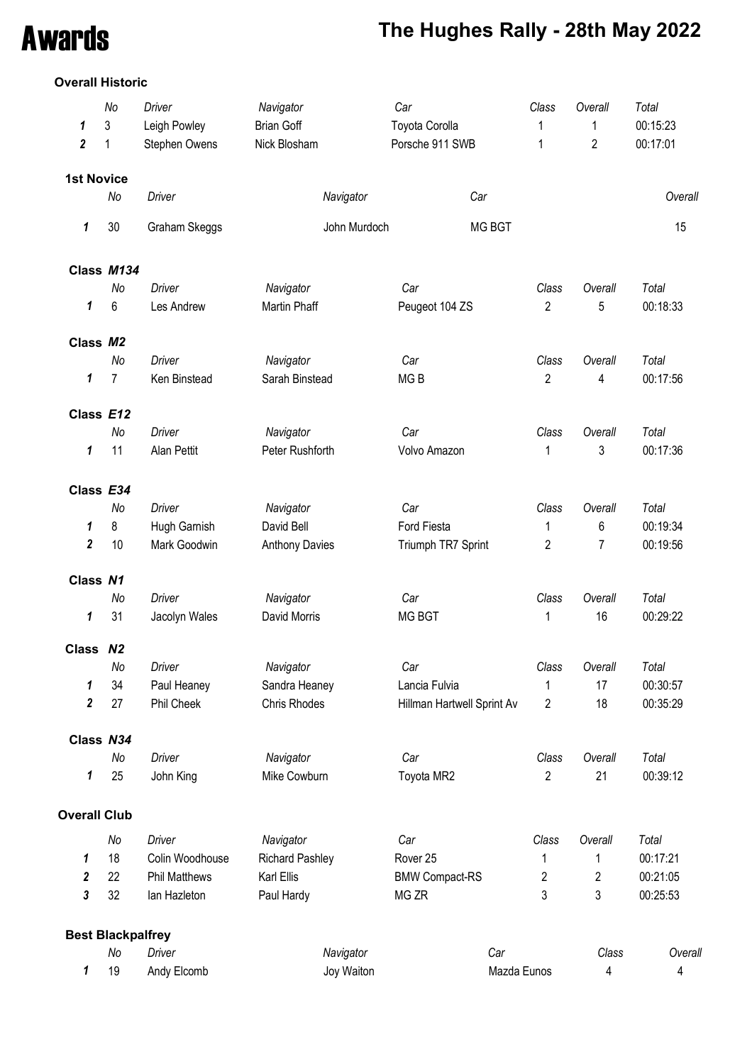# Awards

## The Hughes Rally - 28th May 2022

### Overall Historic

| | No | Driver | Navigator | Car | Class | Overall | Total |
|---|---|---|---|---|---|---|---|
| 1 | 3 | Leigh Powley | Brian Goff | Toyota Corolla | 1 | 1 | 00:15:23 |
| 2 | 1 | Stephen Owens | Nick Blosham | Porsche 911 SWB | 1 | 2 | 00:17:01 |

### 1st Novice

| | No | Driver | Navigator | Car | Overall |
|---|---|---|---|---|---|
| 1 | 30 | Graham Skeggs | John Murdoch | MG BGT | 15 |

### Class *M134*

| | No | Driver | Navigator | Car | Class | Overall | Total |
|---|---|---|---|---|---|---|---|
| 1 | 6 | Les Andrew | Martin Phaff | Peugeot 104 ZS | 2 | 5 | 00:18:33 |

### Class *M2*

| | No | Driver | Navigator | Car | Class | Overall | Total |
|---|---|---|---|---|---|---|---|
| 1 | 7 | Ken Binstead | Sarah Binstead | MG B | 2 | 4 | 00:17:56 |

### Class *E12*

| | No | Driver | Navigator | Car | Class | Overall | Total |
|---|---|---|---|---|---|---|---|
| 1 | 11 | Alan Pettit | Peter Rushforth | Volvo Amazon | 1 | 3 | 00:17:36 |

### Class *E34*

| | No | Driver | Navigator | Car | Class | Overall | Total |
|---|---|---|---|---|---|---|---|
| 1 | 8 | Hugh Garnish | David Bell | Ford Fiesta | 1 | 6 | 00:19:34 |
| 2 | 10 | Mark Goodwin | Anthony Davies | Triumph TR7 Sprint | 2 | 7 | 00:19:56 |

### Class *N1*

| | No | Driver | Navigator | Car | Class | Overall | Total |
|---|---|---|---|---|---|---|---|
| 1 | 31 | Jacolyn Wales | David Morris | MG BGT | 1 | 16 | 00:29:22 |

### Class *N2*

| | No | Driver | Navigator | Car | Class | Overall | Total |
|---|---|---|---|---|---|---|---|
| 1 | 34 | Paul Heaney | Sandra Heaney | Lancia Fulvia | 1 | 17 | 00:30:57 |
| 2 | 27 | Phil Cheek | Chris Rhodes | Hillman Hartwell Sprint Av | 2 | 18 | 00:35:29 |

### Class *N34*

| | No | Driver | Navigator | Car | Class | Overall | Total |
|---|---|---|---|---|---|---|---|
| 1 | 25 | John King | Mike Cowburn | Toyota MR2 | 2 | 21 | 00:39:12 |

### Overall Club

| | No | Driver | Navigator | Car | Class | Overall | Total |
|---|---|---|---|---|---|---|---|
| 1 | 18 | Colin Woodhouse | Richard Pashley | Rover 25 | 1 | 1 | 00:17:21 |
| 2 | 22 | Phil Matthews | Karl Ellis | BMW Compact-RS | 2 | 2 | 00:21:05 |
| 3 | 32 | Ian Hazleton | Paul Hardy | MG ZR | 3 | 3 | 00:25:53 |

### Best Blackpalfrey

| | No | Driver | Navigator | Car | Class | Overall |
|---|---|---|---|---|---|---|
| 1 | 19 | Andy Elcomb | Joy Waiton | Mazda Eunos | 4 | 4 |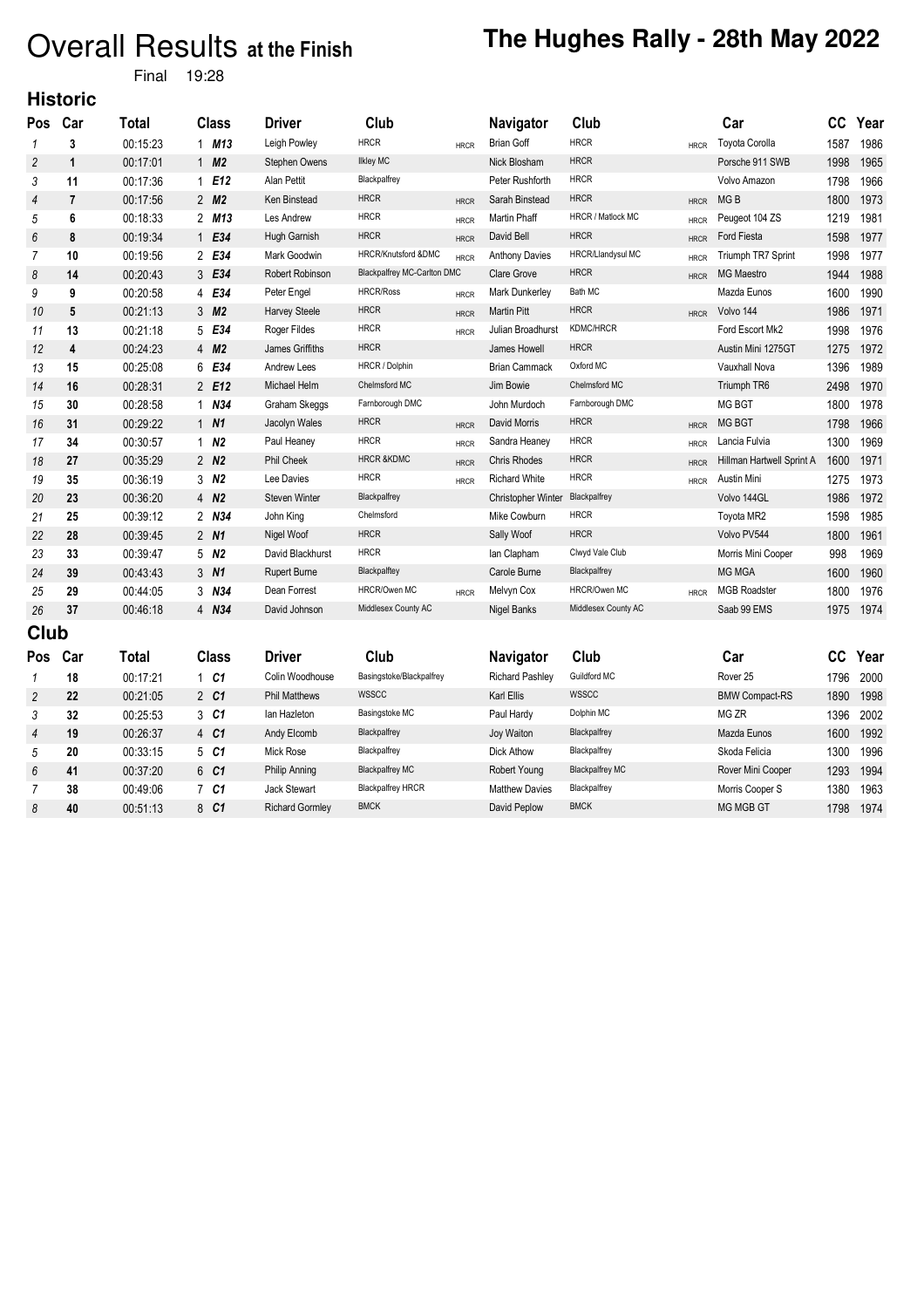# Overall Results at the Finish

## The Hughes Rally - 28th May 2022

Final 19:28

### Historic

| Pos | Car | Total | Class | | Driver | Club | | Navigator | Club | | Car | CC | Year |
|---|---|---|---|---|---|---|---|---|---|---|---|---|---|
| 1 | 3 | 00:15:23 | 1 | M13 | Leigh Powley | HRCR | HRCR | Brian Goff | HRCR | HRCR | Toyota Corolla | 1587 | 1986 |
| 2 | 1 | 00:17:01 | 1 | M2 | Stephen Owens | Ilkley MC | | Nick Blosham | HRCR | | Porsche 911 SWB | 1998 | 1965 |
| 3 | 11 | 00:17:36 | 1 | E12 | Alan Pettit | Blackpalfrey | | Peter Rushforth | HRCR | | Volvo Amazon | 1798 | 1966 |
| 4 | 7 | 00:17:56 | 2 | M2 | Ken Binstead | HRCR | HRCR | Sarah Binstead | HRCR | HRCR | MG B | 1800 | 1973 |
| 5 | 6 | 00:18:33 | 2 | M13 | Les Andrew | HRCR | HRCR | Martin Phaff | HRCR / Matlock MC | HRCR | Peugeot 104 ZS | 1219 | 1981 |
| 6 | 8 | 00:19:34 | 1 | E34 | Hugh Garnish | HRCR | HRCR | David Bell | HRCR | HRCR | Ford Fiesta | 1598 | 1977 |
| 7 | 10 | 00:19:56 | 2 | E34 | Mark Goodwin | HRCR/Knutsford &DMC | HRCR | Anthony Davies | HRCR/Llandysul MC | HRCR | Triumph TR7 Sprint | 1998 | 1977 |
| 8 | 14 | 00:20:43 | 3 | E34 | Robert Robinson | Blackpalfrey MC-Carlton DMC | | Clare Grove | HRCR | HRCR | MG Maestro | 1944 | 1988 |
| 9 | 9 | 00:20:58 | 4 | E34 | Peter Engel | HRCR/Ross | HRCR | Mark Dunkerley | Bath MC | | Mazda Eunos | 1600 | 1990 |
| 10 | 5 | 00:21:13 | 3 | M2 | Harvey Steele | HRCR | HRCR | Martin Pitt | HRCR | HRCR | Volvo 144 | 1986 | 1971 |
| 11 | 13 | 00:21:18 | 5 | E34 | Roger Fildes | HRCR | HRCR | Julian Broadhurst | KDMC/HRCR | | Ford Escort Mk2 | 1998 | 1976 |
| 12 | 4 | 00:24:23 | 4 | M2 | James Griffiths | HRCR | | James Howell | HRCR | | Austin Mini 1275GT | 1275 | 1972 |
| 13 | 15 | 00:25:08 | 6 | E34 | Andrew Lees | HRCR / Dolphin | | Brian Cammack | Oxford MC | | Vauxhall Nova | 1396 | 1989 |
| 14 | 16 | 00:28:31 | 2 | E12 | Michael Helm | Chelmsford MC | | Jim Bowie | Chelmsford MC | | Triumph TR6 | 2498 | 1970 |
| 15 | 30 | 00:28:58 | 1 | N34 | Graham Skeggs | Farnborough DMC | | John Murdoch | Farnborough DMC | | MG BGT | 1800 | 1978 |
| 16 | 31 | 00:29:22 | 1 | N1 | Jacolyn Wales | HRCR | HRCR | David Morris | HRCR | HRCR | MG BGT | 1798 | 1966 |
| 17 | 34 | 00:30:57 | 1 | N2 | Paul Heaney | HRCR | HRCR | Sandra Heaney | HRCR | HRCR | Lancia Fulvia | 1300 | 1969 |
| 18 | 27 | 00:35:29 | 2 | N2 | Phil Cheek | HRCR &KDMC | HRCR | Chris Rhodes | HRCR | HRCR | Hillman Hartwell Sprint A | 1600 | 1971 |
| 19 | 35 | 00:36:19 | 3 | N2 | Lee Davies | HRCR | HRCR | Richard White | HRCR | HRCR | Austin Mini | 1275 | 1973 |
| 20 | 23 | 00:36:20 | 4 | N2 | Steven Winter | Blackpalfrey | | Christopher Winter | Blackpalfrey | | Volvo 144GL | 1986 | 1972 |
| 21 | 25 | 00:39:12 | 2 | N34 | John King | Chelmsford | | Mike Cowburn | HRCR | | Toyota MR2 | 1598 | 1985 |
| 22 | 28 | 00:39:45 | 2 | N1 | Nigel Woof | HRCR | | Sally Woof | HRCR | | Volvo PV544 | 1800 | 1961 |
| 23 | 33 | 00:39:47 | 5 | N2 | David Blackhurst | HRCR | | Ian Clapham | Clwyd Vale Club | | Morris Mini Cooper | 998 | 1969 |
| 24 | 39 | 00:43:43 | 3 | N1 | Rupert Burne | Blackpalftey | | Carole Burne | Blackpalfrey | | MG MGA | 1600 | 1960 |
| 25 | 29 | 00:44:05 | 3 | N34 | Dean Forrest | HRCR/Owen MC | HRCR | Melvyn Cox | HRCR/Owen MC | HRCR | MGB Roadster | 1800 | 1976 |
| 26 | 37 | 00:46:18 | 4 | N34 | David Johnson | Middlesex County AC | | Nigel Banks | Middlesex County AC | | Saab 99 EMS | 1975 | 1974 |

### Club

| Pos | Car | Total | Class | | Driver | Club | Navigator | Club | Car | CC | Year |
|---|---|---|---|---|---|---|---|---|---|---|---|
| 1 | 18 | 00:17:21 | 1 | C1 | Colin Woodhouse | Basingstoke/Blackpalfrey | Richard Pashley | Guildford MC | Rover 25 | 1796 | 2000 |
| 2 | 22 | 00:21:05 | 2 | C1 | Phil Matthews | WSSCC | Karl Ellis | WSSCC | BMW Compact-RS | 1890 | 1998 |
| 3 | 32 | 00:25:53 | 3 | C1 | Ian Hazleton | Basingstoke MC | Paul Hardy | Dolphin MC | MG ZR | 1396 | 2002 |
| 4 | 19 | 00:26:37 | 4 | C1 | Andy Elcomb | Blackpalfrey | Joy Waiton | Blackpalfrey | Mazda Eunos | 1600 | 1992 |
| 5 | 20 | 00:33:15 | 5 | C1 | Mick Rose | Blackpalfrey | Dick Athow | Blackpalfrey | Skoda Felicia | 1300 | 1996 |
| 6 | 41 | 00:37:20 | 6 | C1 | Philip Anning | Blackpalfrey MC | Robert Young | Blackpalfrey MC | Rover Mini Cooper | 1293 | 1994 |
| 7 | 38 | 00:49:06 | 7 | C1 | Jack Stewart | Blackpalfrey HRCR | Matthew Davies | Blackpalfrey | Morris Cooper S | 1380 | 1963 |
| 8 | 40 | 00:51:13 | 8 | C1 | Richard Gormley | BMCK | David Peplow | BMCK | MG MGB GT | 1798 | 1974 |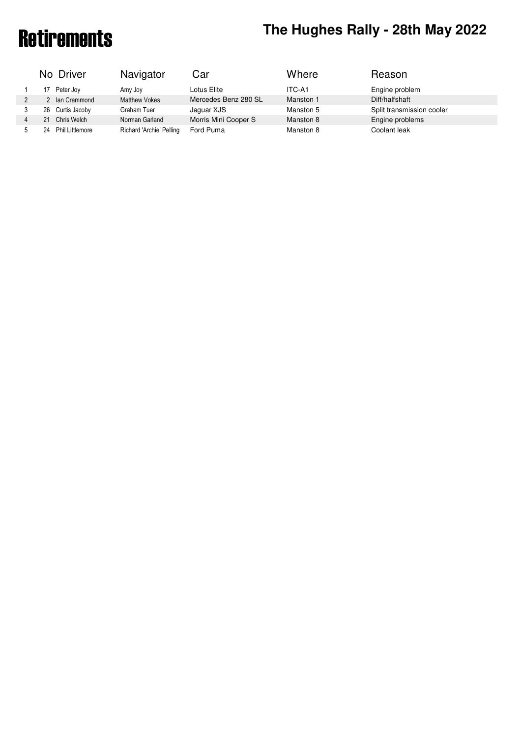# Retirements

## The Hughes Rally - 28th May 2022

| | No | Driver | Navigator | Car | Where | Reason |
|---|---|---|---|---|---|---|
| 1 | 17 | Peter Joy | Amy Joy | Lotus Elite | ITC-A1 | Engine problem |
| 2 | 2 | Ian Crammond | Matthew Vokes | Mercedes Benz 280 SL | Manston 1 | Diff/halfshaft |
| 3 | 26 | Curtis Jacoby | Graham Tuer | Jaguar XJS | Manston 5 | Split transmission cooler |
| 4 | 21 | Chris Welch | Norman Garland | Morris Mini Cooper S | Manston 8 | Engine problems |
| 5 | 24 | Phil Littlemore | Richard 'Archie' Pelling | Ford Puma | Manston 8 | Coolant leak |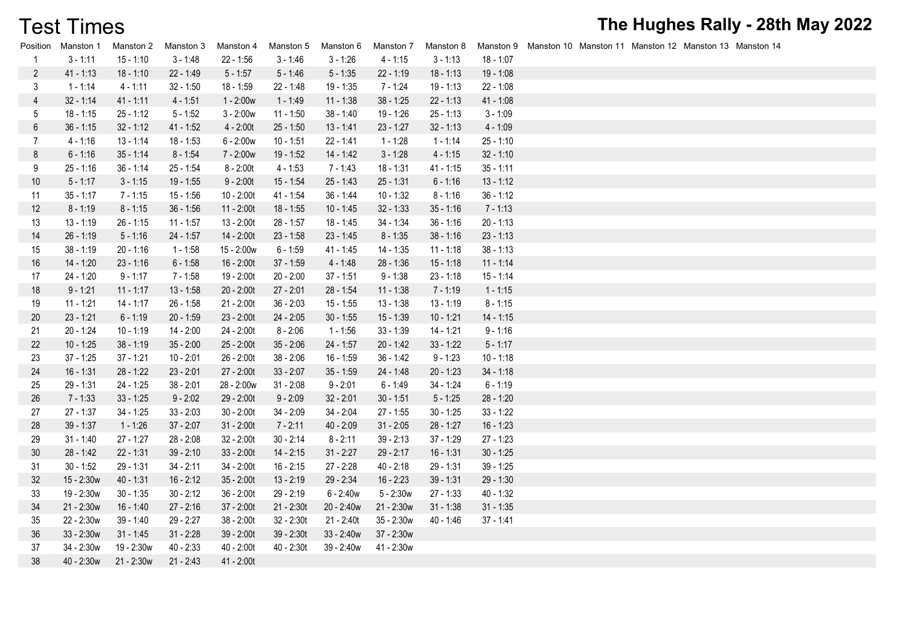# Test Times

## The Hughes Rally - 28th May 2022

| Position | Manston 1 | Manston 2 | Manston 3 | Manston 4 | Manston 5 | Manston 6 | Manston 7 | Manston 8 | Manston 9 | Manston 10 | Manston 11 | Manston 12 | Manston 13 | Manston 14 |
|---|---|---|---|---|---|---|---|---|---|---|---|---|---|---|
| 1 | 3 - 1:11 | 15 - 1:10 | 3 - 1:48 | 22 - 1:56 | 3 - 1:46 | 3 - 1:26 | 4 - 1:15 | 3 - 1:13 | 18 - 1:07 | | | | | |
| 2 | 41 - 1:13 | 18 - 1:10 | 22 - 1:49 | 5 - 1:57 | 5 - 1:46 | 5 - 1:35 | 22 - 1:19 | 18 - 1:13 | 19 - 1:08 | | | | | |
| 3 | 1 - 1:14 | 4 - 1:11 | 32 - 1:50 | 18 - 1:59 | 22 - 1:48 | 19 - 1:35 | 7 - 1:24 | 19 - 1:13 | 22 - 1:08 | | | | | |
| 4 | 32 - 1:14 | 41 - 1:11 | 4 - 1:51 | 1 - 2:00w | 1 - 1:49 | 11 - 1:38 | 38 - 1:25 | 22 - 1:13 | 41 - 1:08 | | | | | |
| 5 | 18 - 1:15 | 25 - 1:12 | 5 - 1:52 | 3 - 2:00w | 11 - 1:50 | 38 - 1:40 | 19 - 1:26 | 25 - 1:13 | 3 - 1:09 | | | | | |
| 6 | 36 - 1:15 | 32 - 1:12 | 41 - 1:52 | 4 - 2:00t | 25 - 1:50 | 13 - 1:41 | 23 - 1:27 | 32 - 1:13 | 4 - 1:09 | | | | | |
| 7 | 4 - 1:16 | 13 - 1:14 | 18 - 1:53 | 6 - 2:00w | 10 - 1:51 | 22 - 1:41 | 1 - 1:28 | 1 - 1:14 | 25 - 1:10 | | | | | |
| 8 | 6 - 1:16 | 35 - 1:14 | 8 - 1:54 | 7 - 2:00w | 19 - 1:52 | 14 - 1:42 | 3 - 1:28 | 4 - 1:15 | 32 - 1:10 | | | | | |
| 9 | 25 - 1:16 | 36 - 1:14 | 25 - 1:54 | 8 - 2:00t | 4 - 1:53 | 7 - 1:43 | 18 - 1:31 | 41 - 1:15 | 35 - 1:11 | | | | | |
| 10 | 5 - 1:17 | 3 - 1:15 | 19 - 1:55 | 9 - 2:00t | 15 - 1:54 | 25 - 1:43 | 25 - 1:31 | 6 - 1:16 | 13 - 1:12 | | | | | |
| 11 | 35 - 1:17 | 7 - 1:15 | 15 - 1:56 | 10 - 2:00t | 41 - 1:54 | 36 - 1:44 | 10 - 1:32 | 8 - 1:16 | 36 - 1:12 | | | | | |
| 12 | 8 - 1:19 | 8 - 1:15 | 36 - 1:56 | 11 - 2:00t | 18 - 1:55 | 10 - 1:45 | 32 - 1:33 | 35 - 1:16 | 7 - 1:13 | | | | | |
| 13 | 13 - 1:19 | 26 - 1:15 | 11 - 1:57 | 13 - 2:00t | 28 - 1:57 | 18 - 1:45 | 34 - 1:34 | 36 - 1:16 | 20 - 1:13 | | | | | |
| 14 | 26 - 1:19 | 5 - 1:16 | 24 - 1:57 | 14 - 2:00t | 23 - 1:58 | 23 - 1:45 | 8 - 1:35 | 38 - 1:16 | 23 - 1:13 | | | | | |
| 15 | 38 - 1:19 | 20 - 1:16 | 1 - 1:58 | 15 - 2:00w | 6 - 1:59 | 41 - 1:45 | 14 - 1:35 | 11 - 1:18 | 38 - 1:13 | | | | | |
| 16 | 14 - 1:20 | 23 - 1:16 | 6 - 1:58 | 16 - 2:00t | 37 - 1:59 | 4 - 1:48 | 28 - 1:36 | 15 - 1:18 | 11 - 1:14 | | | | | |
| 17 | 24 - 1:20 | 9 - 1:17 | 7 - 1:58 | 19 - 2:00t | 20 - 2:00 | 37 - 1:51 | 9 - 1:38 | 23 - 1:18 | 15 - 1:14 | | | | | |
| 18 | 9 - 1:21 | 11 - 1:17 | 13 - 1:58 | 20 - 2:00t | 27 - 2:01 | 28 - 1:54 | 11 - 1:38 | 7 - 1:19 | 1 - 1:15 | | | | | |
| 19 | 11 - 1:21 | 14 - 1:17 | 26 - 1:58 | 21 - 2:00t | 36 - 2:03 | 15 - 1:55 | 13 - 1:38 | 13 - 1:19 | 8 - 1:15 | | | | | |
| 20 | 23 - 1:21 | 6 - 1:19 | 20 - 1:59 | 23 - 2:00t | 24 - 2:05 | 30 - 1:55 | 15 - 1:39 | 10 - 1:21 | 14 - 1:15 | | | | | |
| 21 | 20 - 1:24 | 10 - 1:19 | 14 - 2:00 | 24 - 2:00t | 8 - 2:06 | 1 - 1:56 | 33 - 1:39 | 14 - 1:21 | 9 - 1:16 | | | | | |
| 22 | 10 - 1:25 | 38 - 1:19 | 35 - 2:00 | 25 - 2:00t | 35 - 2:06 | 24 - 1:57 | 20 - 1:42 | 33 - 1:22 | 5 - 1:17 | | | | | |
| 23 | 37 - 1:25 | 37 - 1:21 | 10 - 2:01 | 26 - 2:00t | 38 - 2:06 | 16 - 1:59 | 36 - 1:42 | 9 - 1:23 | 10 - 1:18 | | | | | |
| 24 | 16 - 1:31 | 28 - 1:22 | 23 - 2:01 | 27 - 2:00t | 33 - 2:07 | 35 - 1:59 | 24 - 1:48 | 20 - 1:23 | 34 - 1:18 | | | | | |
| 25 | 29 - 1:31 | 24 - 1:25 | 38 - 2:01 | 28 - 2:00w | 31 - 2:08 | 9 - 2:01 | 6 - 1:49 | 34 - 1:24 | 6 - 1:19 | | | | | |
| 26 | 7 - 1:33 | 33 - 1:25 | 9 - 2:02 | 29 - 2:00t | 9 - 2:09 | 32 - 2:01 | 30 - 1:51 | 5 - 1:25 | 28 - 1:20 | | | | | |
| 27 | 27 - 1:37 | 34 - 1:25 | 33 - 2:03 | 30 - 2:00t | 34 - 2:09 | 34 - 2:04 | 27 - 1:55 | 30 - 1:25 | 33 - 1:22 | | | | | |
| 28 | 39 - 1:37 | 1 - 1:26 | 37 - 2:07 | 31 - 2:00t | 7 - 2:11 | 40 - 2:09 | 31 - 2:05 | 28 - 1:27 | 16 - 1:23 | | | | | |
| 29 | 31 - 1:40 | 27 - 1:27 | 28 - 2:08 | 32 - 2:00t | 30 - 2:14 | 8 - 2:11 | 39 - 2:13 | 37 - 1:29 | 27 - 1:23 | | | | | |
| 30 | 28 - 1:42 | 22 - 1:31 | 39 - 2:10 | 33 - 2:00t | 14 - 2:15 | 31 - 2:27 | 29 - 2:17 | 16 - 1:31 | 30 - 1:25 | | | | | |
| 31 | 30 - 1:52 | 29 - 1:31 | 34 - 2:11 | 34 - 2:00t | 16 - 2:15 | 27 - 2:28 | 40 - 2:18 | 29 - 1:31 | 39 - 1:25 | | | | | |
| 32 | 15 - 2:30w | 40 - 1:31 | 16 - 2:12 | 35 - 2:00t | 13 - 2:19 | 29 - 2:34 | 16 - 2:23 | 39 - 1:31 | 29 - 1:30 | | | | | |
| 33 | 19 - 2:30w | 30 - 1:35 | 30 - 2:12 | 36 - 2:00t | 29 - 2:19 | 6 - 2:40w | 5 - 2:30w | 27 - 1:33 | 40 - 1:32 | | | | | |
| 34 | 21 - 2:30w | 16 - 1:40 | 27 - 2:16 | 37 - 2:00t | 21 - 2:30t | 20 - 2:40w | 21 - 2:30w | 31 - 1:38 | 31 - 1:35 | | | | | |
| 35 | 22 - 2:30w | 39 - 1:40 | 29 - 2:27 | 38 - 2:00t | 32 - 2:30t | 21 - 2:40t | 35 - 2:30w | 40 - 1:46 | 37 - 1:41 | | | | | |
| 36 | 33 - 2:30w | 31 - 1:45 | 31 - 2:28 | 39 - 2:00t | 39 - 2:30t | 33 - 2:40w | 37 - 2:30w | | | | | | | |
| 37 | 34 - 2:30w | 19 - 2:30w | 40 - 2:33 | 40 - 2:00t | 40 - 2:30t | 39 - 2:40w | 41 - 2:30w | | | | | | | |
| 38 | 40 - 2:30w | 21 - 2:30w | 21 - 2:43 | 41 - 2:00t | | | | | | | | | | |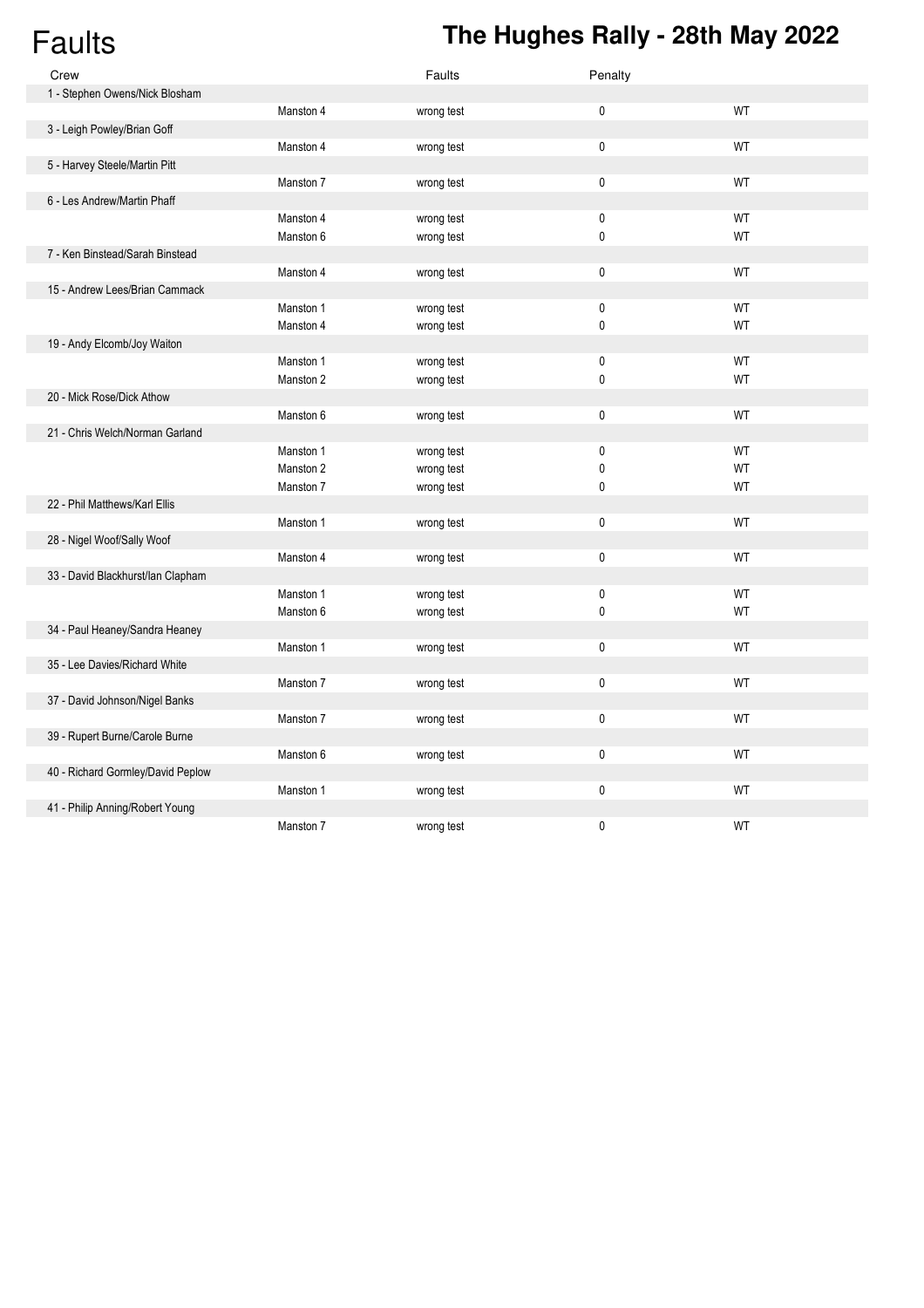# Faults

## The Hughes Rally - 28th May 2022

| Crew | | Faults | Penalty | |
|---|---|---|---|---|
| 1 - Stephen Owens/Nick Blosham | | | | |
| | Manston 4 | wrong test | 0 | WT |
| 3 - Leigh Powley/Brian Goff | | | | |
| | Manston 4 | wrong test | 0 | WT |
| 5 - Harvey Steele/Martin Pitt | | | | |
| | Manston 7 | wrong test | 0 | WT |
| 6 - Les Andrew/Martin Phaff | | | | |
| | Manston 4 | wrong test | 0 | WT |
| | Manston 6 | wrong test | 0 | WT |
| 7 - Ken Binstead/Sarah Binstead | | | | |
| | Manston 4 | wrong test | 0 | WT |
| 15 - Andrew Lees/Brian Cammack | | | | |
| | Manston 1 | wrong test | 0 | WT |
| | Manston 4 | wrong test | 0 | WT |
| 19 - Andy Elcomb/Joy Waiton | | | | |
| | Manston 1 | wrong test | 0 | WT |
| | Manston 2 | wrong test | 0 | WT |
| 20 - Mick Rose/Dick Athow | | | | |
| | Manston 6 | wrong test | 0 | WT |
| 21 - Chris Welch/Norman Garland | | | | |
| | Manston 1 | wrong test | 0 | WT |
| | Manston 2 | wrong test | 0 | WT |
| | Manston 7 | wrong test | 0 | WT |
| 22 - Phil Matthews/Karl Ellis | | | | |
| | Manston 1 | wrong test | 0 | WT |
| 28 - Nigel Woof/Sally Woof | | | | |
| | Manston 4 | wrong test | 0 | WT |
| 33 - David Blackhurst/Ian Clapham | | | | |
| | Manston 1 | wrong test | 0 | WT |
| | Manston 6 | wrong test | 0 | WT |
| 34 - Paul Heaney/Sandra Heaney | | | | |
| | Manston 1 | wrong test | 0 | WT |
| 35 - Lee Davies/Richard White | | | | |
| | Manston 7 | wrong test | 0 | WT |
| 37 - David Johnson/Nigel Banks | | | | |
| | Manston 7 | wrong test | 0 | WT |
| 39 - Rupert Burne/Carole Burne | | | | |
| | Manston 6 | wrong test | 0 | WT |
| 40 - Richard Gormley/David Peplow | | | | |
| | Manston 1 | wrong test | 0 | WT |
| 41 - Philip Anning/Robert Young | | | | |
| | Manston 7 | wrong test | 0 | WT |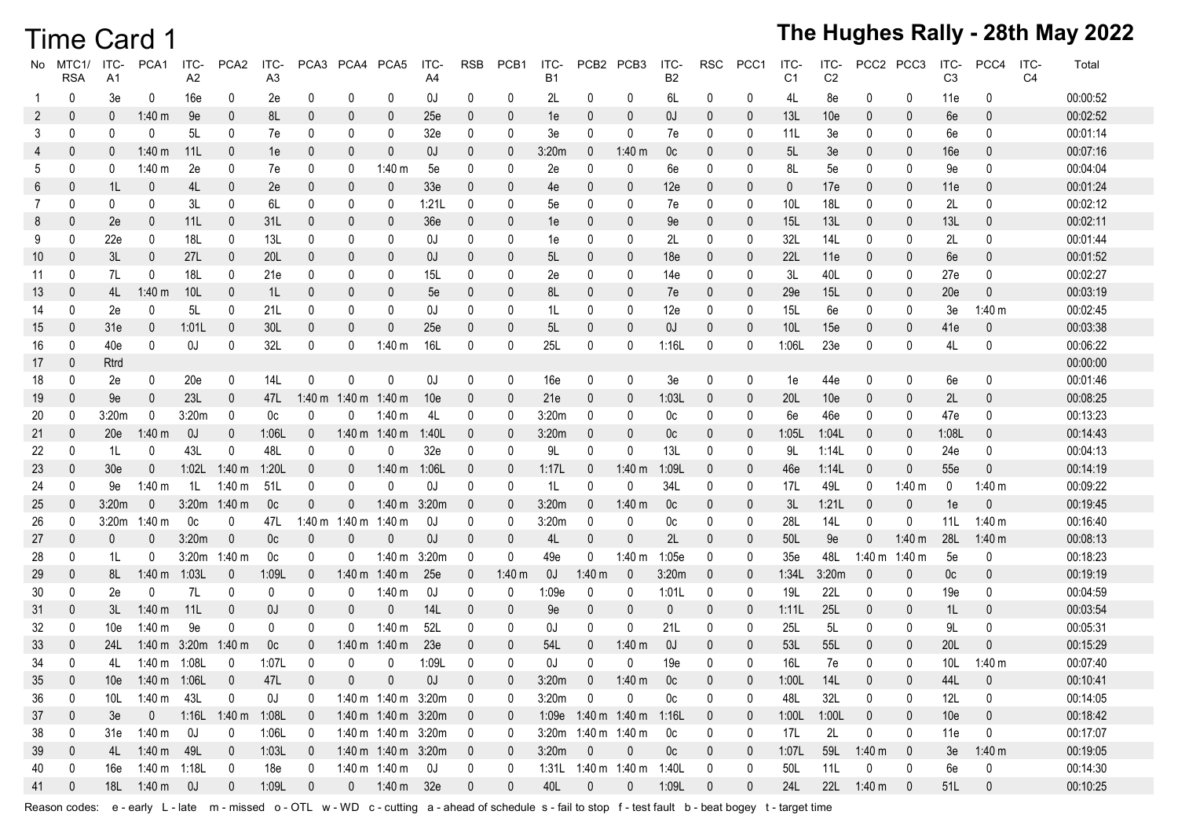# Time Card 1

## The Hughes Rally - 28th May 2022

| No | MTC1/ RSA | ITC- A1 | PCA1 | ITC- A2 | PCA2 | ITC- A3 | PCA3 | PCA4 | PCA5 | ITC- A4 | RSB | PCB1 | ITC- B1 | PCB2 | PCB3 | ITC- B2 | RSC | PCC1 | ITC- C1 | ITC- C2 | PCC2 | PCC3 | ITC- C3 | PCC4 | ITC- C4 | Total |
|---|---|---|---|---|---|---|---|---|---|---|---|---|---|---|---|---|---|---|---|---|---|---|---|---|---|---|
| 1 | 0 | 3e | 0 | 16e | 0 | 2e | 0 | 0 | 0 | 0J | 0 | 0 | 2L | 0 | 0 | 6L | 0 | 0 | 4L | 8e | 0 | 0 | 11e | 0 | | 00:00:52 |
| 2 | 0 | 0 | 1:40 m | 9e | 0 | 8L | 0 | 0 | 0 | 25e | 0 | 0 | 1e | 0 | 0 | 0J | 0 | 0 | 13L | 10e | 0 | 0 | 6e | 0 | | 00:02:52 |
| 3 | 0 | 0 | 0 | 5L | 0 | 7e | 0 | 0 | 0 | 32e | 0 | 0 | 3e | 0 | 0 | 7e | 0 | 0 | 11L | 3e | 0 | 0 | 6e | 0 | | 00:01:14 |
| 4 | 0 | 0 | 1:40 m | 11L | 0 | 1e | 0 | 0 | 0 | 0J | 0 | 0 | 3:20m | 0 | 1:40 m | 0c | 0 | 0 | 5L | 3e | 0 | 0 | 16e | 0 | | 00:07:16 |
| 5 | 0 | 0 | 1:40 m | 2e | 0 | 7e | 0 | 0 | 1:40 m | 5e | 0 | 0 | 2e | 0 | 0 | 6e | 0 | 0 | 8L | 5e | 0 | 0 | 9e | 0 | | 00:04:04 |
| 6 | 0 | 1L | 0 | 4L | 0 | 2e | 0 | 0 | 0 | 33e | 0 | 0 | 4e | 0 | 0 | 12e | 0 | 0 | 0 | 17e | 0 | 0 | 11e | 0 | | 00:01:24 |
| 7 | 0 | 0 | 0 | 3L | 0 | 6L | 0 | 0 | 0 | 1:21L | 0 | 0 | 5e | 0 | 0 | 7e | 0 | 0 | 10L | 18L | 0 | 0 | 2L | 0 | | 00:02:12 |
| 8 | 0 | 2e | 0 | 11L | 0 | 31L | 0 | 0 | 0 | 36e | 0 | 0 | 1e | 0 | 0 | 9e | 0 | 0 | 15L | 13L | 0 | 0 | 13L | 0 | | 00:02:11 |
| 9 | 0 | 22e | 0 | 18L | 0 | 13L | 0 | 0 | 0 | 0J | 0 | 0 | 1e | 0 | 0 | 2L | 0 | 0 | 32L | 14L | 0 | 0 | 2L | 0 | | 00:01:44 |
| 10 | 0 | 3L | 0 | 27L | 0 | 20L | 0 | 0 | 0 | 0J | 0 | 0 | 5L | 0 | 0 | 18e | 0 | 0 | 22L | 11e | 0 | 0 | 6e | 0 | | 00:01:52 |
| 11 | 0 | 7L | 0 | 18L | 0 | 21e | 0 | 0 | 0 | 15L | 0 | 0 | 2e | 0 | 0 | 14e | 0 | 0 | 3L | 40L | 0 | 0 | 27e | 0 | | 00:02:27 |
| 13 | 0 | 4L | 1:40 m | 10L | 0 | 1L | 0 | 0 | 0 | 5e | 0 | 0 | 8L | 0 | 0 | 7e | 0 | 0 | 29e | 15L | 0 | 0 | 20e | 0 | | 00:03:19 |
| 14 | 0 | 2e | 0 | 5L | 0 | 21L | 0 | 0 | 0 | 0J | 0 | 0 | 1L | 0 | 0 | 12e | 0 | 0 | 15L | 6e | 0 | 0 | 3e | 1:40 m | | 00:02:45 |
| 15 | 0 | 31e | 0 | 1:01L | 0 | 30L | 0 | 0 | 0 | 25e | 0 | 0 | 5L | 0 | 0 | 0J | 0 | 0 | 10L | 15e | 0 | 0 | 41e | 0 | | 00:03:38 |
| 16 | 0 | 40e | 0 | 0J | 0 | 32L | 0 | 0 | 1:40 m | 16L | 0 | 0 | 25L | 0 | 0 | 1:16L | 0 | 0 | 1:06L | 23e | 0 | 0 | 4L | 0 | | 00:06:22 |
| 17 | 0 | Rtrd | | | | | | | | | | | | | | | | | | | | | | | | 00:00:00 |
| 18 | 0 | 2e | 0 | 20e | 0 | 14L | 0 | 0 | 0 | 0J | 0 | 0 | 16e | 0 | 0 | 3e | 0 | 0 | 1e | 44e | 0 | 0 | 6e | 0 | | 00:01:46 |
| 19 | 0 | 9e | 0 | 23L | 0 | 47L | 1:40 m | 1:40 m | 1:40 m | 10e | 0 | 0 | 21e | 0 | 0 | 1:03L | 0 | 0 | 20L | 10e | 0 | 0 | 2L | 0 | | 00:08:25 |
| 20 | 0 | 3:20m | 0 | 3:20m | 0 | 0c | 0 | 0 | 1:40 m | 4L | 0 | 0 | 3:20m | 0 | 0 | 0c | 0 | 0 | 6e | 46e | 0 | 0 | 47e | 0 | | 00:13:23 |
| 21 | 0 | 20e | 1:40 m | 0J | 0 | 1:06L | 0 | 1:40 m | 1:40 m | 1:40L | 0 | 0 | 3:20m | 0 | 0 | 0c | 0 | 0 | 1:05L | 1:04L | 0 | 0 | 1:08L | 0 | | 00:14:43 |
| 22 | 0 | 1L | 0 | 43L | 0 | 48L | 0 | 0 | 0 | 32e | 0 | 0 | 9L | 0 | 0 | 13L | 0 | 0 | 9L | 1:14L | 0 | 0 | 24e | 0 | | 00:04:13 |
| 23 | 0 | 30e | 0 | 1:02L | 1:40 m | 1:20L | 0 | 0 | 1:40 m | 1:06L | 0 | 0 | 1:17L | 0 | 1:40 m | 1:09L | 0 | 0 | 46e | 1:14L | 0 | 0 | 55e | 0 | | 00:14:19 |
| 24 | 0 | 9e | 1:40 m | 1L | 1:40 m | 51L | 0 | 0 | 0 | 0J | 0 | 0 | 1L | 0 | 0 | 34L | 0 | 0 | 17L | 49L | 0 | 1:40 m | 0 | 1:40 m | | 00:09:22 |
| 25 | 0 | 3:20m | 0 | 3:20m | 1:40 m | 0c | 0 | 0 | 1:40 m | 3:20m | 0 | 0 | 3:20m | 0 | 1:40 m | 0c | 0 | 0 | 3L | 1:21L | 0 | 0 | 1e | 0 | | 00:19:45 |
| 26 | 0 | 3:20m | 1:40 m | 0c | 0 | 47L | 1:40 m | 1:40 m | 1:40 m | 0J | 0 | 0 | 3:20m | 0 | 0 | 0c | 0 | 0 | 28L | 14L | 0 | 0 | 11L | 1:40 m | | 00:16:40 |
| 27 | 0 | 0 | 0 | 3:20m | 0 | 0c | 0 | 0 | 0 | 0J | 0 | 0 | 4L | 0 | 0 | 2L | 0 | 0 | 50L | 9e | 0 | 1:40 m | 28L | 1:40 m | | 00:08:13 |
| 28 | 0 | 1L | 0 | 3:20m | 1:40 m | 0c | 0 | 0 | 1:40 m | 3:20m | 0 | 0 | 49e | 0 | 1:40 m | 1:05e | 0 | 0 | 35e | 48L | 1:40 m | 1:40 m | 5e | 0 | | 00:18:23 |
| 29 | 0 | 8L | 1:40 m | 1:03L | 0 | 1:09L | 0 | 1:40 m | 1:40 m | 25e | 0 | 1:40 m | 0J | 1:40 m | 0 | 3:20m | 0 | 0 | 1:34L | 3:20m | 0 | 0 | 0c | 0 | | 00:19:19 |
| 30 | 0 | 2e | 0 | 7L | 0 | 0 | 0 | 0 | 1:40 m | 0J | 0 | 0 | 1:09e | 0 | 0 | 1:01L | 0 | 0 | 19L | 22L | 0 | 0 | 19e | 0 | | 00:04:59 |
| 31 | 0 | 3L | 1:40 m | 11L | 0 | 0J | 0 | 0 | 0 | 14L | 0 | 0 | 9e | 0 | 0 | 0 | 0 | 0 | 1:11L | 25L | 0 | 0 | 1L | 0 | | 00:03:54 |
| 32 | 0 | 10e | 1:40 m | 9e | 0 | 0 | 0 | 0 | 1:40 m | 52L | 0 | 0 | 0J | 0 | 0 | 21L | 0 | 0 | 25L | 5L | 0 | 0 | 9L | 0 | | 00:05:31 |
| 33 | 0 | 24L | 1:40 m | 3:20m | 1:40 m | 0c | 0 | 1:40 m | 1:40 m | 23e | 0 | 0 | 54L | 0 | 1:40 m | 0J | 0 | 0 | 53L | 55L | 0 | 0 | 20L | 0 | | 00:15:29 |
| 34 | 0 | 4L | 1:40 m | 1:08L | 0 | 1:07L | 0 | 0 | 0 | 1:09L | 0 | 0 | 0J | 0 | 0 | 19e | 0 | 0 | 16L | 7e | 0 | 0 | 10L | 1:40 m | | 00:07:40 |
| 35 | 0 | 10e | 1:40 m | 1:06L | 0 | 47L | 0 | 0 | 0 | 0J | 0 | 0 | 3:20m | 0 | 1:40 m | 0c | 0 | 0 | 1:00L | 14L | 0 | 0 | 44L | 0 | | 00:10:41 |
| 36 | 0 | 10L | 1:40 m | 43L | 0 | 0J | 0 | 1:40 m | 1:40 m | 3:20m | 0 | 0 | 3:20m | 0 | 0 | 0c | 0 | 0 | 48L | 32L | 0 | 0 | 12L | 0 | | 00:14:05 |
| 37 | 0 | 3e | 0 | 1:16L | 1:40 m | 1:08L | 0 | 1:40 m | 1:40 m | 3:20m | 0 | 0 | 1:09e | 1:40 m | 1:40 m | 1:16L | 0 | 0 | 1:00L | 1:00L | 0 | 0 | 10e | 0 | | 00:18:42 |
| 38 | 0 | 31e | 1:40 m | 0J | 0 | 1:06L | 0 | 1:40 m | 1:40 m | 3:20m | 0 | 0 | 3:20m | 1:40 m | 1:40 m | 0c | 0 | 0 | 17L | 2L | 0 | 0 | 11e | 0 | | 00:17:07 |
| 39 | 0 | 4L | 1:40 m | 49L | 0 | 1:03L | 0 | 1:40 m | 1:40 m | 3:20m | 0 | 0 | 3:20m | 0 | 0 | 0c | 0 | 0 | 1:07L | 59L | 1:40 m | 0 | 3e | 1:40 m | | 00:19:05 |
| 40 | 0 | 16e | 1:40 m | 1:18L | 0 | 18e | 0 | 1:40 m | 1:40 m | 0J | 0 | 0 | 1:31L | 1:40 m | 1:40 m | 1:40L | 0 | 0 | 50L | 11L | 0 | 0 | 6e | 0 | | 00:14:30 |
| 41 | 0 | 18L | 1:40 m | 0J | 0 | 1:09L | 0 | 0 | 1:40 m | 32e | 0 | 0 | 40L | 0 | 0 | 1:09L | 0 | 0 | 24L | 22L | 1:40 m | 0 | 51L | 0 | | 00:10:25 |

Reason codes: e - early L - late m - missed o - OTL w - WD c - cutting a - ahead of schedule s - fail to stop f - test fault b - beat bogey t - target time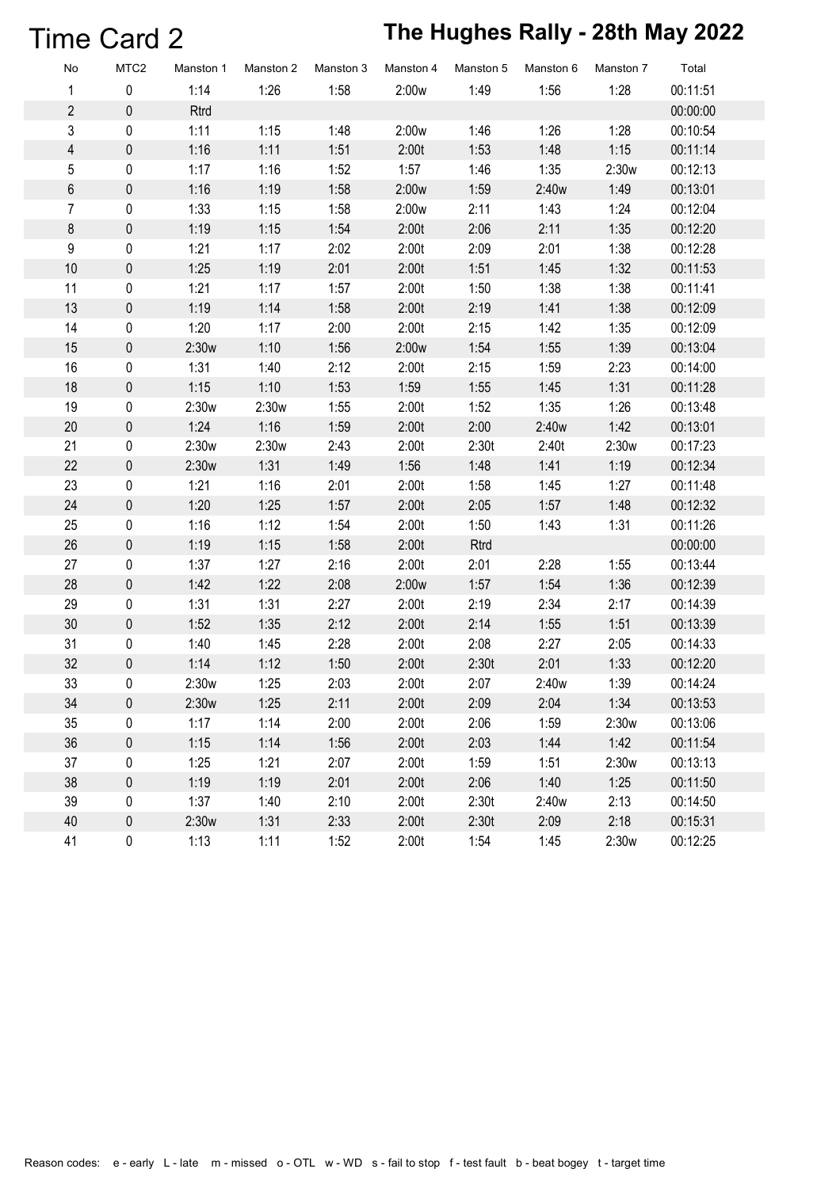# Time Card 2

## The Hughes Rally - 28th May 2022

| No | MTC2 | Manston 1 | Manston 2 | Manston 3 | Manston 4 | Manston 5 | Manston 6 | Manston 7 | Total |
|---|---|---|---|---|---|---|---|---|---|
| 1 | 0 | 1:14 | 1:26 | 1:58 | 2:00w | 1:49 | 1:56 | 1:28 | 00:11:51 |
| 2 | 0 | Rtrd | | | | | | | 00:00:00 |
| 3 | 0 | 1:11 | 1:15 | 1:48 | 2:00w | 1:46 | 1:26 | 1:28 | 00:10:54 |
| 4 | 0 | 1:16 | 1:11 | 1:51 | 2:00t | 1:53 | 1:48 | 1:15 | 00:11:14 |
| 5 | 0 | 1:17 | 1:16 | 1:52 | 1:57 | 1:46 | 1:35 | 2:30w | 00:12:13 |
| 6 | 0 | 1:16 | 1:19 | 1:58 | 2:00w | 1:59 | 2:40w | 1:49 | 00:13:01 |
| 7 | 0 | 1:33 | 1:15 | 1:58 | 2:00w | 2:11 | 1:43 | 1:24 | 00:12:04 |
| 8 | 0 | 1:19 | 1:15 | 1:54 | 2:00t | 2:06 | 2:11 | 1:35 | 00:12:20 |
| 9 | 0 | 1:21 | 1:17 | 2:02 | 2:00t | 2:09 | 2:01 | 1:38 | 00:12:28 |
| 10 | 0 | 1:25 | 1:19 | 2:01 | 2:00t | 1:51 | 1:45 | 1:32 | 00:11:53 |
| 11 | 0 | 1:21 | 1:17 | 1:57 | 2:00t | 1:50 | 1:38 | 1:38 | 00:11:41 |
| 13 | 0 | 1:19 | 1:14 | 1:58 | 2:00t | 2:19 | 1:41 | 1:38 | 00:12:09 |
| 14 | 0 | 1:20 | 1:17 | 2:00 | 2:00t | 2:15 | 1:42 | 1:35 | 00:12:09 |
| 15 | 0 | 2:30w | 1:10 | 1:56 | 2:00w | 1:54 | 1:55 | 1:39 | 00:13:04 |
| 16 | 0 | 1:31 | 1:40 | 2:12 | 2:00t | 2:15 | 1:59 | 2:23 | 00:14:00 |
| 18 | 0 | 1:15 | 1:10 | 1:53 | 1:59 | 1:55 | 1:45 | 1:31 | 00:11:28 |
| 19 | 0 | 2:30w | 2:30w | 1:55 | 2:00t | 1:52 | 1:35 | 1:26 | 00:13:48 |
| 20 | 0 | 1:24 | 1:16 | 1:59 | 2:00t | 2:00 | 2:40w | 1:42 | 00:13:01 |
| 21 | 0 | 2:30w | 2:30w | 2:43 | 2:00t | 2:30t | 2:40t | 2:30w | 00:17:23 |
| 22 | 0 | 2:30w | 1:31 | 1:49 | 1:56 | 1:48 | 1:41 | 1:19 | 00:12:34 |
| 23 | 0 | 1:21 | 1:16 | 2:01 | 2:00t | 1:58 | 1:45 | 1:27 | 00:11:48 |
| 24 | 0 | 1:20 | 1:25 | 1:57 | 2:00t | 2:05 | 1:57 | 1:48 | 00:12:32 |
| 25 | 0 | 1:16 | 1:12 | 1:54 | 2:00t | 1:50 | 1:43 | 1:31 | 00:11:26 |
| 26 | 0 | 1:19 | 1:15 | 1:58 | 2:00t | Rtrd | | | 00:00:00 |
| 27 | 0 | 1:37 | 1:27 | 2:16 | 2:00t | 2:01 | 2:28 | 1:55 | 00:13:44 |
| 28 | 0 | 1:42 | 1:22 | 2:08 | 2:00w | 1:57 | 1:54 | 1:36 | 00:12:39 |
| 29 | 0 | 1:31 | 1:31 | 2:27 | 2:00t | 2:19 | 2:34 | 2:17 | 00:14:39 |
| 30 | 0 | 1:52 | 1:35 | 2:12 | 2:00t | 2:14 | 1:55 | 1:51 | 00:13:39 |
| 31 | 0 | 1:40 | 1:45 | 2:28 | 2:00t | 2:08 | 2:27 | 2:05 | 00:14:33 |
| 32 | 0 | 1:14 | 1:12 | 1:50 | 2:00t | 2:30t | 2:01 | 1:33 | 00:12:20 |
| 33 | 0 | 2:30w | 1:25 | 2:03 | 2:00t | 2:07 | 2:40w | 1:39 | 00:14:24 |
| 34 | 0 | 2:30w | 1:25 | 2:11 | 2:00t | 2:09 | 2:04 | 1:34 | 00:13:53 |
| 35 | 0 | 1:17 | 1:14 | 2:00 | 2:00t | 2:06 | 1:59 | 2:30w | 00:13:06 |
| 36 | 0 | 1:15 | 1:14 | 1:56 | 2:00t | 2:03 | 1:44 | 1:42 | 00:11:54 |
| 37 | 0 | 1:25 | 1:21 | 2:07 | 2:00t | 1:59 | 1:51 | 2:30w | 00:13:13 |
| 38 | 0 | 1:19 | 1:19 | 2:01 | 2:00t | 2:06 | 1:40 | 1:25 | 00:11:50 |
| 39 | 0 | 1:37 | 1:40 | 2:10 | 2:00t | 2:30t | 2:40w | 2:13 | 00:14:50 |
| 40 | 0 | 2:30w | 1:31 | 2:33 | 2:00t | 2:30t | 2:09 | 2:18 | 00:15:31 |
| 41 | 0 | 1:13 | 1:11 | 1:52 | 2:00t | 1:54 | 1:45 | 2:30w | 00:12:25 |

Reason codes: e - early L - late m - missed o - OTL w - WD s - fail to stop f - test fault b - beat bogey t - target time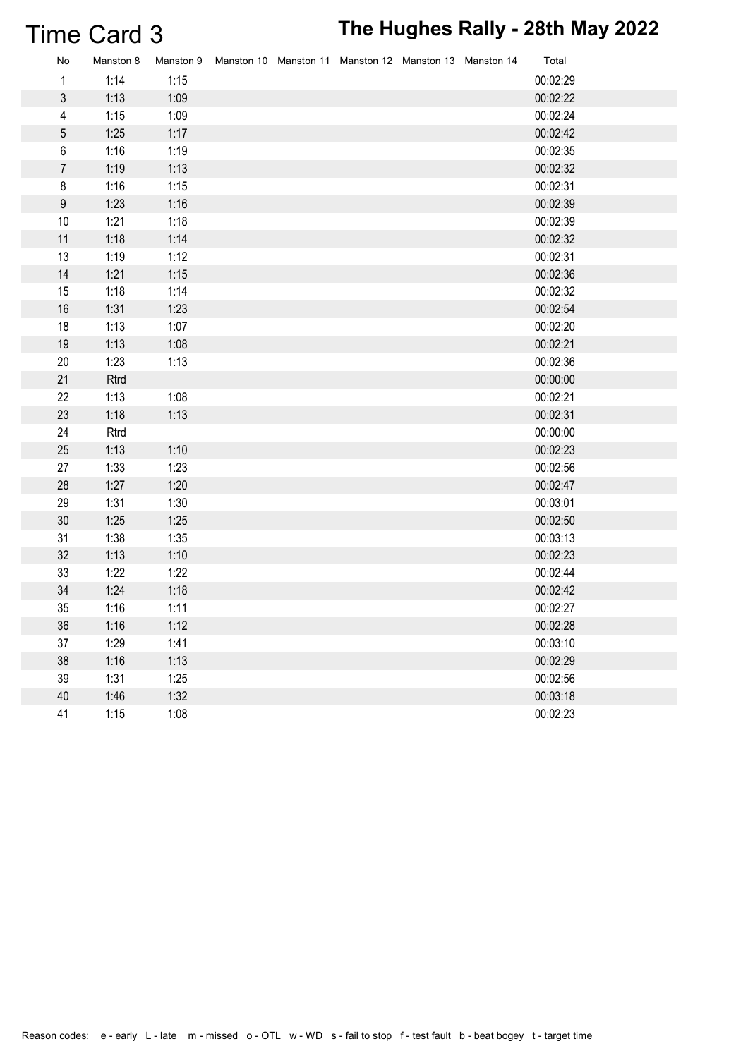# Time Card 3

## The Hughes Rally - 28th May 2022

| No | Manston 8 | Manston 9 | Manston 10 | Manston 11 | Manston 12 | Manston 13 | Manston 14 | Total |
|---|---|---|---|---|---|---|---|---|
| 1 | 1:14 | 1:15 | | | | | | 00:02:29 |
| 3 | 1:13 | 1:09 | | | | | | 00:02:22 |
| 4 | 1:15 | 1:09 | | | | | | 00:02:24 |
| 5 | 1:25 | 1:17 | | | | | | 00:02:42 |
| 6 | 1:16 | 1:19 | | | | | | 00:02:35 |
| 7 | 1:19 | 1:13 | | | | | | 00:02:32 |
| 8 | 1:16 | 1:15 | | | | | | 00:02:31 |
| 9 | 1:23 | 1:16 | | | | | | 00:02:39 |
| 10 | 1:21 | 1:18 | | | | | | 00:02:39 |
| 11 | 1:18 | 1:14 | | | | | | 00:02:32 |
| 13 | 1:19 | 1:12 | | | | | | 00:02:31 |
| 14 | 1:21 | 1:15 | | | | | | 00:02:36 |
| 15 | 1:18 | 1:14 | | | | | | 00:02:32 |
| 16 | 1:31 | 1:23 | | | | | | 00:02:54 |
| 18 | 1:13 | 1:07 | | | | | | 00:02:20 |
| 19 | 1:13 | 1:08 | | | | | | 00:02:21 |
| 20 | 1:23 | 1:13 | | | | | | 00:02:36 |
| 21 | Rtrd | | | | | | | 00:00:00 |
| 22 | 1:13 | 1:08 | | | | | | 00:02:21 |
| 23 | 1:18 | 1:13 | | | | | | 00:02:31 |
| 24 | Rtrd | | | | | | | 00:00:00 |
| 25 | 1:13 | 1:10 | | | | | | 00:02:23 |
| 27 | 1:33 | 1:23 | | | | | | 00:02:56 |
| 28 | 1:27 | 1:20 | | | | | | 00:02:47 |
| 29 | 1:31 | 1:30 | | | | | | 00:03:01 |
| 30 | 1:25 | 1:25 | | | | | | 00:02:50 |
| 31 | 1:38 | 1:35 | | | | | | 00:03:13 |
| 32 | 1:13 | 1:10 | | | | | | 00:02:23 |
| 33 | 1:22 | 1:22 | | | | | | 00:02:44 |
| 34 | 1:24 | 1:18 | | | | | | 00:02:42 |
| 35 | 1:16 | 1:11 | | | | | | 00:02:27 |
| 36 | 1:16 | 1:12 | | | | | | 00:02:28 |
| 37 | 1:29 | 1:41 | | | | | | 00:03:10 |
| 38 | 1:16 | 1:13 | | | | | | 00:02:29 |
| 39 | 1:31 | 1:25 | | | | | | 00:02:56 |
| 40 | 1:46 | 1:32 | | | | | | 00:03:18 |
| 41 | 1:15 | 1:08 | | | | | | 00:02:23 |

Reason codes: e - early L - late m - missed o - OTL w - WD s - fail to stop f - test fault b - beat bogey t - target time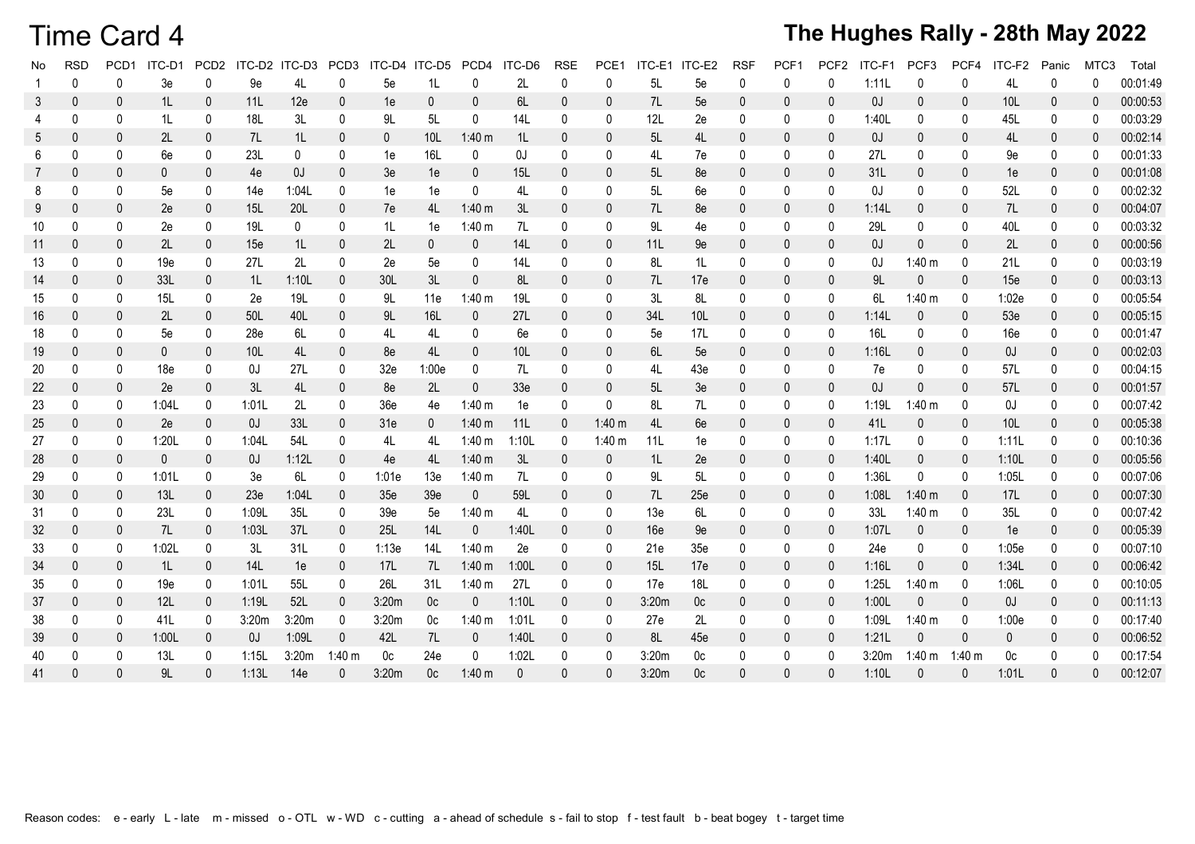# Time Card 4

## The Hughes Rally - 28th May 2022

| No | RSD | PCD1 | ITC-D1 | PCD2 | ITC-D2 | ITC-D3 | PCD3 | ITC-D4 | ITC-D5 | PCD4 | ITC-D6 | RSE | PCE1 | ITC-E1 | ITC-E2 | RSF | PCF1 | PCF2 | ITC-F1 | PCF3 | PCF4 | ITC-F2 | Panic | MTC3 | Total |
|---|---|---|---|---|---|---|---|---|---|---|---|---|---|---|---|---|---|---|---|---|---|---|---|---|---|
| 1 | 0 | 0 | 3e | 0 | 9e | 4L | 0 | 5e | 1L | 0 | 2L | 0 | 0 | 5L | 5e | 0 | 0 | 0 | 1:11L | 0 | 0 | 4L | 0 | 0 | 00:01:49 |
| 3 | 0 | 0 | 1L | 0 | 11L | 12e | 0 | 1e | 0 | 0 | 6L | 0 | 0 | 7L | 5e | 0 | 0 | 0 | 0J | 0 | 0 | 10L | 0 | 0 | 00:00:53 |
| 4 | 0 | 0 | 1L | 0 | 18L | 3L | 0 | 9L | 5L | 0 | 14L | 0 | 0 | 12L | 2e | 0 | 0 | 0 | 1:40L | 0 | 0 | 45L | 0 | 0 | 00:03:29 |
| 5 | 0 | 0 | 2L | 0 | 7L | 1L | 0 | 0 | 10L | 1:40 m | 1L | 0 | 0 | 5L | 4L | 0 | 0 | 0 | 0J | 0 | 0 | 4L | 0 | 0 | 00:02:14 |
| 6 | 0 | 0 | 6e | 0 | 23L | 0 | 0 | 1e | 16L | 0 | 0J | 0 | 0 | 4L | 7e | 0 | 0 | 0 | 27L | 0 | 0 | 9e | 0 | 0 | 00:01:33 |
| 7 | 0 | 0 | 0 | 0 | 4e | 0J | 0 | 3e | 1e | 0 | 15L | 0 | 0 | 5L | 8e | 0 | 0 | 0 | 31L | 0 | 0 | 1e | 0 | 0 | 00:01:08 |
| 8 | 0 | 0 | 5e | 0 | 14e | 1:04L | 0 | 1e | 1e | 0 | 4L | 0 | 0 | 5L | 6e | 0 | 0 | 0 | 0J | 0 | 0 | 52L | 0 | 0 | 00:02:32 |
| 9 | 0 | 0 | 2e | 0 | 15L | 20L | 0 | 7e | 4L | 1:40 m | 3L | 0 | 0 | 7L | 8e | 0 | 0 | 0 | 1:14L | 0 | 0 | 7L | 0 | 0 | 00:04:07 |
| 10 | 0 | 0 | 2e | 0 | 19L | 0 | 0 | 1L | 1e | 1:40 m | 7L | 0 | 0 | 9L | 4e | 0 | 0 | 0 | 29L | 0 | 0 | 40L | 0 | 0 | 00:03:32 |
| 11 | 0 | 0 | 2L | 0 | 15e | 1L | 0 | 2L | 0 | 0 | 14L | 0 | 0 | 11L | 9e | 0 | 0 | 0 | 0J | 0 | 0 | 2L | 0 | 0 | 00:00:56 |
| 13 | 0 | 0 | 19e | 0 | 27L | 2L | 0 | 2e | 5e | 0 | 14L | 0 | 0 | 8L | 1L | 0 | 0 | 0 | 0J | 1:40 m | 0 | 21L | 0 | 0 | 00:03:19 |
| 14 | 0 | 0 | 33L | 0 | 1L | 1:10L | 0 | 30L | 3L | 0 | 8L | 0 | 0 | 7L | 17e | 0 | 0 | 0 | 9L | 0 | 0 | 15e | 0 | 0 | 00:03:13 |
| 15 | 0 | 0 | 15L | 0 | 2e | 19L | 0 | 9L | 11e | 1:40 m | 19L | 0 | 0 | 3L | 8L | 0 | 0 | 0 | 6L | 1:40 m | 0 | 1:02e | 0 | 0 | 00:05:54 |
| 16 | 0 | 0 | 2L | 0 | 50L | 40L | 0 | 9L | 16L | 0 | 27L | 0 | 0 | 34L | 10L | 0 | 0 | 0 | 1:14L | 0 | 0 | 53e | 0 | 0 | 00:05:15 |
| 18 | 0 | 0 | 5e | 0 | 28e | 6L | 0 | 4L | 4L | 0 | 6e | 0 | 0 | 5e | 17L | 0 | 0 | 0 | 16L | 0 | 0 | 16e | 0 | 0 | 00:01:47 |
| 19 | 0 | 0 | 0 | 0 | 10L | 4L | 0 | 8e | 4L | 0 | 10L | 0 | 0 | 6L | 5e | 0 | 0 | 0 | 1:16L | 0 | 0 | 0J | 0 | 0 | 00:02:03 |
| 20 | 0 | 0 | 18e | 0 | 0J | 27L | 0 | 32e | 1:00e | 0 | 7L | 0 | 0 | 4L | 43e | 0 | 0 | 0 | 7e | 0 | 0 | 57L | 0 | 0 | 00:04:15 |
| 22 | 0 | 0 | 2e | 0 | 3L | 4L | 0 | 8e | 2L | 0 | 33e | 0 | 0 | 5L | 3e | 0 | 0 | 0 | 0J | 0 | 0 | 57L | 0 | 0 | 00:01:57 |
| 23 | 0 | 0 | 1:04L | 0 | 1:01L | 2L | 0 | 36e | 4e | 1:40 m | 1e | 0 | 0 | 8L | 7L | 0 | 0 | 0 | 1:19L | 1:40 m | 0 | 0J | 0 | 0 | 00:07:42 |
| 25 | 0 | 0 | 2e | 0 | 0J | 33L | 0 | 31e | 0 | 1:40 m | 11L | 0 | 1:40 m | 4L | 6e | 0 | 0 | 0 | 41L | 0 | 0 | 10L | 0 | 0 | 00:05:38 |
| 27 | 0 | 0 | 1:20L | 0 | 1:04L | 54L | 0 | 4L | 4L | 1:40 m | 1:10L | 0 | 1:40 m | 11L | 1e | 0 | 0 | 0 | 1:17L | 0 | 0 | 1:11L | 0 | 0 | 00:10:36 |
| 28 | 0 | 0 | 0 | 0 | 0J | 1:12L | 0 | 4e | 4L | 1:40 m | 3L | 0 | 0 | 1L | 2e | 0 | 0 | 0 | 1:40L | 0 | 0 | 1:10L | 0 | 0 | 00:05:56 |
| 29 | 0 | 0 | 1:01L | 0 | 3e | 6L | 0 | 1:01e | 13e | 1:40 m | 7L | 0 | 0 | 9L | 5L | 0 | 0 | 0 | 1:36L | 0 | 0 | 1:05L | 0 | 0 | 00:07:06 |
| 30 | 0 | 0 | 13L | 0 | 23e | 1:04L | 0 | 35e | 39e | 0 | 59L | 0 | 0 | 7L | 25e | 0 | 0 | 0 | 1:08L | 1:40 m | 0 | 17L | 0 | 0 | 00:07:30 |
| 31 | 0 | 0 | 23L | 0 | 1:09L | 35L | 0 | 39e | 5e | 1:40 m | 4L | 0 | 0 | 13e | 6L | 0 | 0 | 0 | 33L | 1:40 m | 0 | 35L | 0 | 0 | 00:07:42 |
| 32 | 0 | 0 | 7L | 0 | 1:03L | 37L | 0 | 25L | 14L | 0 | 1:40L | 0 | 0 | 16e | 9e | 0 | 0 | 0 | 1:07L | 0 | 0 | 1e | 0 | 0 | 00:05:39 |
| 33 | 0 | 0 | 1:02L | 0 | 3L | 31L | 0 | 1:13e | 14L | 1:40 m | 2e | 0 | 0 | 21e | 35e | 0 | 0 | 0 | 24e | 0 | 0 | 1:05e | 0 | 0 | 00:07:10 |
| 34 | 0 | 0 | 1L | 0 | 14L | 1e | 0 | 17L | 7L | 1:40 m | 1:00L | 0 | 0 | 15L | 17e | 0 | 0 | 0 | 1:16L | 0 | 0 | 1:34L | 0 | 0 | 00:06:42 |
| 35 | 0 | 0 | 19e | 0 | 1:01L | 55L | 0 | 26L | 31L | 1:40 m | 27L | 0 | 0 | 17e | 18L | 0 | 0 | 0 | 1:25L | 1:40 m | 0 | 1:06L | 0 | 0 | 00:10:05 |
| 37 | 0 | 0 | 12L | 0 | 1:19L | 52L | 0 | 3:20m | 0c | 0 | 1:10L | 0 | 0 | 3:20m | 0c | 0 | 0 | 0 | 1:00L | 0 | 0 | 0J | 0 | 0 | 00:11:13 |
| 38 | 0 | 0 | 41L | 0 | 3:20m | 3:20m | 0 | 3:20m | 0c | 1:40 m | 1:01L | 0 | 0 | 27e | 2L | 0 | 0 | 0 | 1:09L | 1:40 m | 0 | 1:00e | 0 | 0 | 00:17:40 |
| 39 | 0 | 0 | 1:00L | 0 | 0J | 1:09L | 0 | 42L | 7L | 0 | 1:40L | 0 | 0 | 8L | 45e | 0 | 0 | 0 | 1:21L | 0 | 0 | 0 | 0 | 0 | 00:06:52 |
| 40 | 0 | 0 | 13L | 0 | 1:15L | 3:20m | 1:40 m | 0c | 24e | 0 | 1:02L | 0 | 0 | 3:20m | 0c | 0 | 0 | 0 | 3:20m | 1:40 m | 1:40 m | 0c | 0 | 0 | 00:17:54 |
| 41 | 0 | 0 | 9L | 0 | 1:13L | 14e | 0 | 3:20m | 0c | 1:40 m | 0 | 0 | 0 | 3:20m | 0c | 0 | 0 | 0 | 1:10L | 0 | 0 | 1:01L | 0 | 0 | 00:12:07 |

Reason codes: e - early L - late m - missed o - OTL w - WD c - cutting a - ahead of schedule s - fail to stop f - test fault b - beat bogey t - target time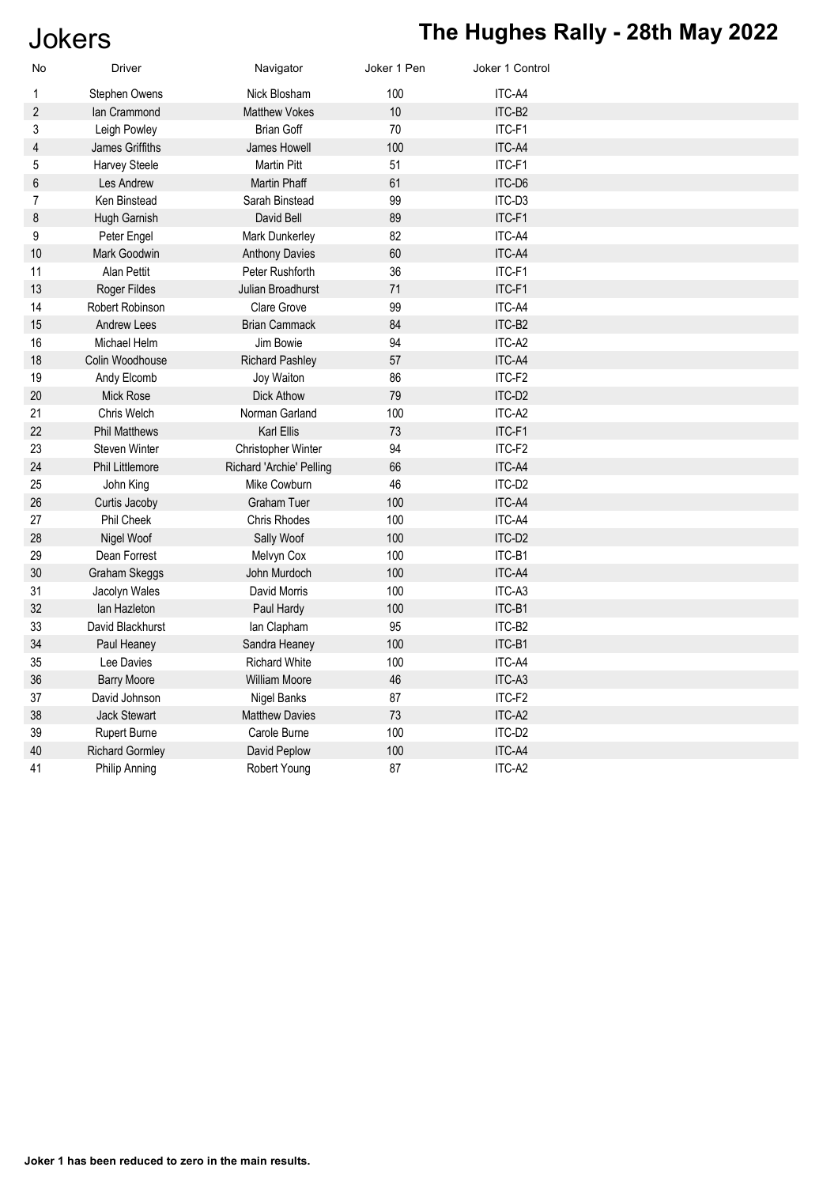# Jokers

## The Hughes Rally - 28th May 2022

| No | Driver | Navigator | Joker 1 Pen | Joker 1 Control |
|---|---|---|---|---|
| 1 | Stephen Owens | Nick Blosham | 100 | ITC-A4 |
| 2 | Ian Crammond | Matthew Vokes | 10 | ITC-B2 |
| 3 | Leigh Powley | Brian Goff | 70 | ITC-F1 |
| 4 | James Griffiths | James Howell | 100 | ITC-A4 |
| 5 | Harvey Steele | Martin Pitt | 51 | ITC-F1 |
| 6 | Les Andrew | Martin Phaff | 61 | ITC-D6 |
| 7 | Ken Binstead | Sarah Binstead | 99 | ITC-D3 |
| 8 | Hugh Garnish | David Bell | 89 | ITC-F1 |
| 9 | Peter Engel | Mark Dunkerley | 82 | ITC-A4 |
| 10 | Mark Goodwin | Anthony Davies | 60 | ITC-A4 |
| 11 | Alan Pettit | Peter Rushforth | 36 | ITC-F1 |
| 13 | Roger Fildes | Julian Broadhurst | 71 | ITC-F1 |
| 14 | Robert Robinson | Clare Grove | 99 | ITC-A4 |
| 15 | Andrew Lees | Brian Cammack | 84 | ITC-B2 |
| 16 | Michael Helm | Jim Bowie | 94 | ITC-A2 |
| 18 | Colin Woodhouse | Richard Pashley | 57 | ITC-A4 |
| 19 | Andy Elcomb | Joy Waiton | 86 | ITC-F2 |
| 20 | Mick Rose | Dick Athow | 79 | ITC-D2 |
| 21 | Chris Welch | Norman Garland | 100 | ITC-A2 |
| 22 | Phil Matthews | Karl Ellis | 73 | ITC-F1 |
| 23 | Steven Winter | Christopher Winter | 94 | ITC-F2 |
| 24 | Phil Littlemore | Richard 'Archie' Pelling | 66 | ITC-A4 |
| 25 | John King | Mike Cowburn | 46 | ITC-D2 |
| 26 | Curtis Jacoby | Graham Tuer | 100 | ITC-A4 |
| 27 | Phil Cheek | Chris Rhodes | 100 | ITC-A4 |
| 28 | Nigel Woof | Sally Woof | 100 | ITC-D2 |
| 29 | Dean Forrest | Melvyn Cox | 100 | ITC-B1 |
| 30 | Graham Skeggs | John Murdoch | 100 | ITC-A4 |
| 31 | Jacolyn Wales | David Morris | 100 | ITC-A3 |
| 32 | Ian Hazleton | Paul Hardy | 100 | ITC-B1 |
| 33 | David Blackhurst | Ian Clapham | 95 | ITC-B2 |
| 34 | Paul Heaney | Sandra Heaney | 100 | ITC-B1 |
| 35 | Lee Davies | Richard White | 100 | ITC-A4 |
| 36 | Barry Moore | William Moore | 46 | ITC-A3 |
| 37 | David Johnson | Nigel Banks | 87 | ITC-F2 |
| 38 | Jack Stewart | Matthew Davies | 73 | ITC-A2 |
| 39 | Rupert Burne | Carole Burne | 100 | ITC-D2 |
| 40 | Richard Gormley | David Peplow | 100 | ITC-A4 |
| 41 | Philip Anning | Robert Young | 87 | ITC-A2 |

**Joker 1 has been reduced to zero in the main results.**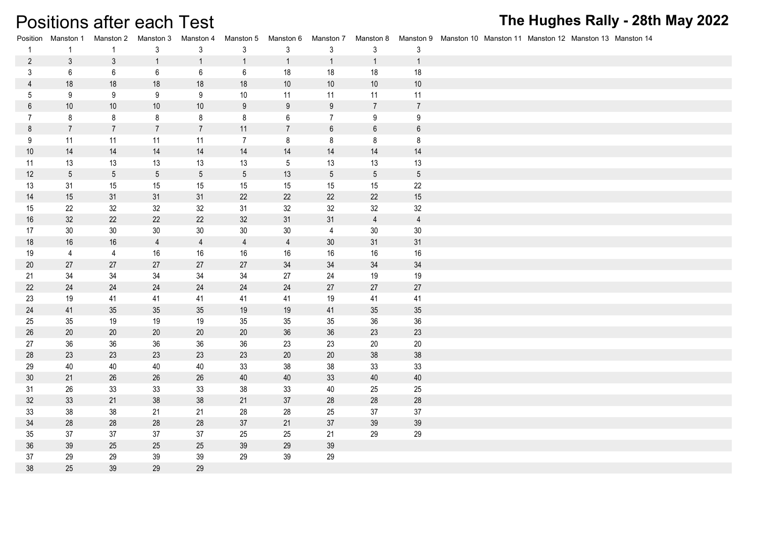# Positions after each Test

## The Hughes Rally - 28th May 2022

| Position | Manston 1 | Manston 2 | Manston 3 | Manston 4 | Manston 5 | Manston 6 | Manston 7 | Manston 8 | Manston 9 | Manston 10 | Manston 11 | Manston 12 | Manston 13 | Manston 14 |
|---|---|---|---|---|---|---|---|---|---|---|---|---|---|---|
| 1 | 1 | 1 | 3 | 3 | 3 | 3 | 3 | 3 | 3 | | | | | |
| 2 | 3 | 3 | 1 | 1 | 1 | 1 | 1 | 1 | 1 | | | | | |
| 3 | 6 | 6 | 6 | 6 | 6 | 18 | 18 | 18 | 18 | | | | | |
| 4 | 18 | 18 | 18 | 18 | 18 | 10 | 10 | 10 | 10 | | | | | |
| 5 | 9 | 9 | 9 | 9 | 10 | 11 | 11 | 11 | 11 | | | | | |
| 6 | 10 | 10 | 10 | 10 | 9 | 9 | 9 | 7 | 7 | | | | | |
| 7 | 8 | 8 | 8 | 8 | 8 | 6 | 7 | 9 | 9 | | | | | |
| 8 | 7 | 7 | 7 | 7 | 11 | 7 | 6 | 6 | 6 | | | | | |
| 9 | 11 | 11 | 11 | 11 | 7 | 8 | 8 | 8 | 8 | | | | | |
| 10 | 14 | 14 | 14 | 14 | 14 | 14 | 14 | 14 | 14 | | | | | |
| 11 | 13 | 13 | 13 | 13 | 13 | 5 | 13 | 13 | 13 | | | | | |
| 12 | 5 | 5 | 5 | 5 | 5 | 13 | 5 | 5 | 5 | | | | | |
| 13 | 31 | 15 | 15 | 15 | 15 | 15 | 15 | 15 | 22 | | | | | |
| 14 | 15 | 31 | 31 | 31 | 22 | 22 | 22 | 22 | 15 | | | | | |
| 15 | 22 | 32 | 32 | 32 | 31 | 32 | 32 | 32 | 32 | | | | | |
| 16 | 32 | 22 | 22 | 22 | 32 | 31 | 31 | 4 | 4 | | | | | |
| 17 | 30 | 30 | 30 | 30 | 30 | 30 | 4 | 30 | 30 | | | | | |
| 18 | 16 | 16 | 4 | 4 | 4 | 4 | 30 | 31 | 31 | | | | | |
| 19 | 4 | 4 | 16 | 16 | 16 | 16 | 16 | 16 | 16 | | | | | |
| 20 | 27 | 27 | 27 | 27 | 27 | 34 | 34 | 34 | 34 | | | | | |
| 21 | 34 | 34 | 34 | 34 | 34 | 27 | 24 | 19 | 19 | | | | | |
| 22 | 24 | 24 | 24 | 24 | 24 | 24 | 27 | 27 | 27 | | | | | |
| 23 | 19 | 41 | 41 | 41 | 41 | 41 | 19 | 41 | 41 | | | | | |
| 24 | 41 | 35 | 35 | 35 | 19 | 19 | 41 | 35 | 35 | | | | | |
| 25 | 35 | 19 | 19 | 19 | 35 | 35 | 35 | 36 | 36 | | | | | |
| 26 | 20 | 20 | 20 | 20 | 20 | 36 | 36 | 23 | 23 | | | | | |
| 27 | 36 | 36 | 36 | 36 | 36 | 23 | 23 | 20 | 20 | | | | | |
| 28 | 23 | 23 | 23 | 23 | 23 | 20 | 20 | 38 | 38 | | | | | |
| 29 | 40 | 40 | 40 | 40 | 33 | 38 | 38 | 33 | 33 | | | | | |
| 30 | 21 | 26 | 26 | 26 | 40 | 40 | 33 | 40 | 40 | | | | | |
| 31 | 26 | 33 | 33 | 33 | 38 | 33 | 40 | 25 | 25 | | | | | |
| 32 | 33 | 21 | 38 | 38 | 21 | 37 | 28 | 28 | 28 | | | | | |
| 33 | 38 | 38 | 21 | 21 | 28 | 28 | 25 | 37 | 37 | | | | | |
| 34 | 28 | 28 | 28 | 28 | 37 | 21 | 37 | 39 | 39 | | | | | |
| 35 | 37 | 37 | 37 | 37 | 25 | 25 | 21 | 29 | 29 | | | | | |
| 36 | 39 | 25 | 25 | 25 | 39 | 29 | 39 | | | | | | | |
| 37 | 29 | 29 | 39 | 39 | 29 | 39 | 29 | | | | | | | |
| 38 | 25 | 39 | 29 | 29 | | | | | | | | | | |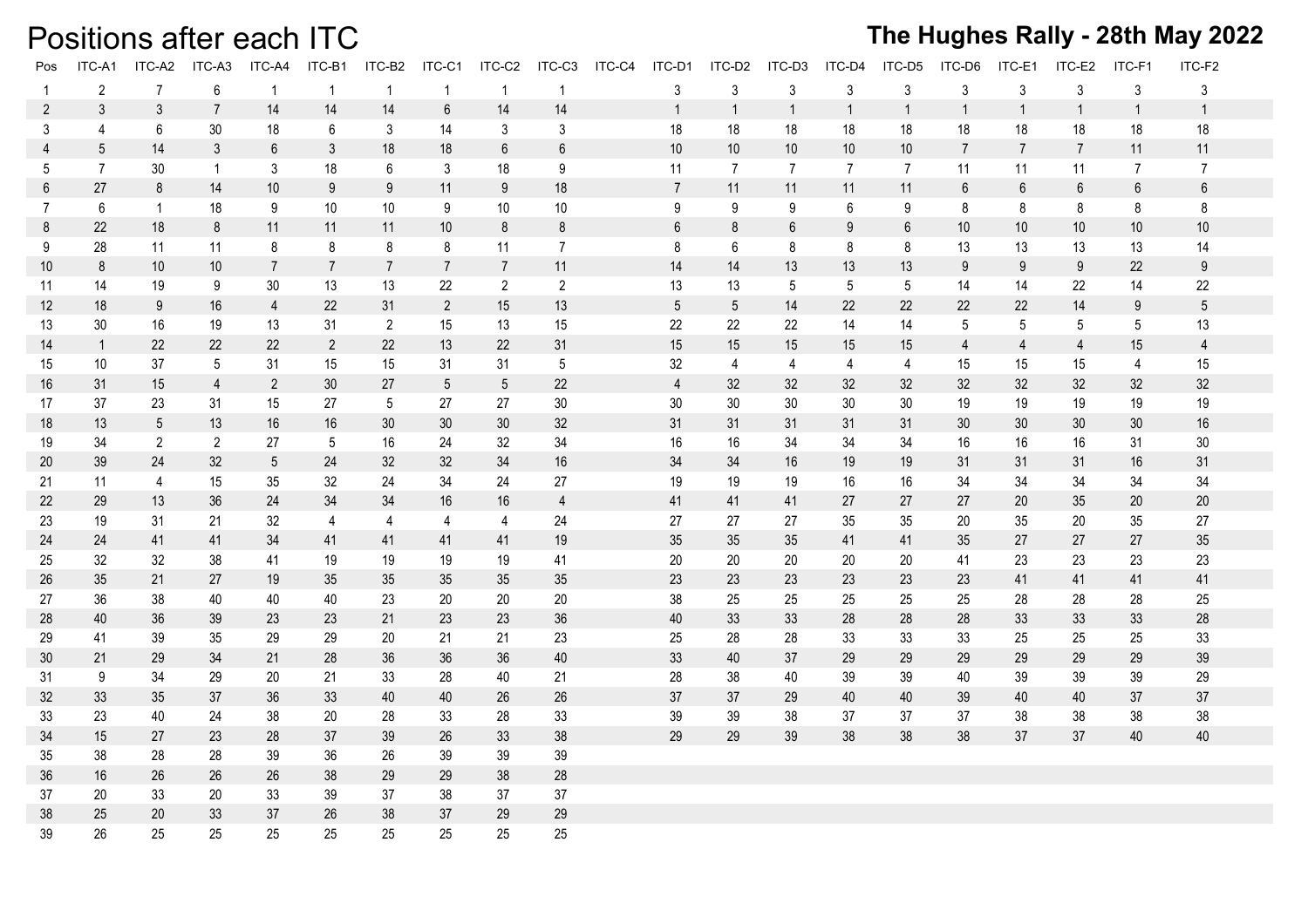# Positions after each ITC

## The Hughes Rally - 28th May 2022

| Pos | ITC-A1 | ITC-A2 | ITC-A3 | ITC-A4 | ITC-B1 | ITC-B2 | ITC-C1 | ITC-C2 | ITC-C3 | ITC-C4 | ITC-D1 | ITC-D2 | ITC-D3 | ITC-D4 | ITC-D5 | ITC-D6 | ITC-E1 | ITC-E2 | ITC-F1 | ITC-F2 |
|---|---|---|---|---|---|---|---|---|---|---|---|---|---|---|---|---|---|---|---|---|
| 1 | 2 | 7 | 6 | 1 | 1 | 1 | 1 | 1 | 1 | | 3 | 3 | 3 | 3 | 3 | 3 | 3 | 3 | 3 | 3 |
| 2 | 3 | 3 | 7 | 14 | 14 | 14 | 6 | 14 | 14 | | 1 | 1 | 1 | 1 | 1 | 1 | 1 | 1 | 1 | 1 |
| 3 | 4 | 6 | 30 | 18 | 6 | 3 | 14 | 3 | 3 | | 18 | 18 | 18 | 18 | 18 | 18 | 18 | 18 | 18 | 18 |
| 4 | 5 | 14 | 3 | 6 | 3 | 18 | 18 | 6 | 6 | | 10 | 10 | 10 | 10 | 10 | 7 | 7 | 7 | 11 | 11 |
| 5 | 7 | 30 | 1 | 3 | 18 | 6 | 3 | 18 | 9 | | 11 | 7 | 7 | 7 | 7 | 11 | 11 | 11 | 7 | 7 |
| 6 | 27 | 8 | 14 | 10 | 9 | 9 | 11 | 9 | 18 | | 7 | 11 | 11 | 11 | 11 | 6 | 6 | 6 | 6 | 6 |
| 7 | 6 | 1 | 18 | 9 | 10 | 10 | 9 | 10 | 10 | | 9 | 9 | 9 | 6 | 9 | 8 | 8 | 8 | 8 | 8 |
| 8 | 22 | 18 | 8 | 11 | 11 | 11 | 10 | 8 | 8 | | 6 | 8 | 6 | 9 | 6 | 10 | 10 | 10 | 10 | 10 |
| 9 | 28 | 11 | 11 | 8 | 8 | 8 | 8 | 11 | 7 | | 8 | 6 | 8 | 8 | 8 | 13 | 13 | 13 | 13 | 14 |
| 10 | 8 | 10 | 10 | 7 | 7 | 7 | 7 | 7 | 11 | | 14 | 14 | 13 | 13 | 13 | 9 | 9 | 9 | 22 | 9 |
| 11 | 14 | 19 | 9 | 30 | 13 | 13 | 22 | 2 | 2 | | 13 | 13 | 5 | 5 | 5 | 14 | 14 | 22 | 14 | 22 |
| 12 | 18 | 9 | 16 | 4 | 22 | 31 | 2 | 15 | 13 | | 5 | 5 | 14 | 22 | 22 | 22 | 22 | 14 | 9 | 5 |
| 13 | 30 | 16 | 19 | 13 | 31 | 2 | 15 | 13 | 15 | | 22 | 22 | 22 | 14 | 14 | 5 | 5 | 5 | 5 | 13 |
| 14 | 1 | 22 | 22 | 22 | 2 | 22 | 13 | 22 | 31 | | 15 | 15 | 15 | 15 | 15 | 4 | 4 | 4 | 15 | 4 |
| 15 | 10 | 37 | 5 | 31 | 15 | 15 | 31 | 31 | 5 | | 32 | 4 | 4 | 4 | 4 | 15 | 15 | 15 | 4 | 15 |
| 16 | 31 | 15 | 4 | 2 | 30 | 27 | 5 | 5 | 22 | | 4 | 32 | 32 | 32 | 32 | 32 | 32 | 32 | 32 | 32 |
| 17 | 37 | 23 | 31 | 15 | 27 | 5 | 27 | 27 | 30 | | 30 | 30 | 30 | 30 | 30 | 19 | 19 | 19 | 19 | 19 |
| 18 | 13 | 5 | 13 | 16 | 16 | 30 | 30 | 30 | 32 | | 31 | 31 | 31 | 31 | 31 | 30 | 30 | 30 | 30 | 16 |
| 19 | 34 | 2 | 2 | 27 | 5 | 16 | 24 | 32 | 34 | | 16 | 16 | 34 | 34 | 34 | 16 | 16 | 16 | 31 | 30 |
| 20 | 39 | 24 | 32 | 5 | 24 | 32 | 32 | 34 | 16 | | 34 | 34 | 16 | 19 | 19 | 31 | 31 | 31 | 16 | 31 |
| 21 | 11 | 4 | 15 | 35 | 32 | 24 | 34 | 24 | 27 | | 19 | 19 | 19 | 16 | 16 | 34 | 34 | 34 | 34 | 34 |
| 22 | 29 | 13 | 36 | 24 | 34 | 34 | 16 | 16 | 4 | | 41 | 41 | 41 | 27 | 27 | 27 | 20 | 35 | 20 | 20 |
| 23 | 19 | 31 | 21 | 32 | 4 | 4 | 4 | 4 | 24 | | 27 | 27 | 27 | 35 | 35 | 20 | 35 | 20 | 35 | 27 |
| 24 | 24 | 41 | 41 | 34 | 41 | 41 | 41 | 41 | 19 | | 35 | 35 | 35 | 41 | 41 | 35 | 27 | 27 | 27 | 35 |
| 25 | 32 | 32 | 38 | 41 | 19 | 19 | 19 | 19 | 41 | | 20 | 20 | 20 | 20 | 20 | 41 | 23 | 23 | 23 | 23 |
| 26 | 35 | 21 | 27 | 19 | 35 | 35 | 35 | 35 | 35 | | 23 | 23 | 23 | 23 | 23 | 23 | 41 | 41 | 41 | 41 |
| 27 | 36 | 38 | 40 | 40 | 40 | 23 | 20 | 20 | 20 | | 38 | 25 | 25 | 25 | 25 | 25 | 28 | 28 | 28 | 25 |
| 28 | 40 | 36 | 39 | 23 | 23 | 21 | 23 | 23 | 36 | | 40 | 33 | 33 | 28 | 28 | 28 | 33 | 33 | 33 | 28 |
| 29 | 41 | 39 | 35 | 29 | 29 | 20 | 21 | 21 | 23 | | 25 | 28 | 28 | 33 | 33 | 33 | 25 | 25 | 25 | 33 |
| 30 | 21 | 29 | 34 | 21 | 28 | 36 | 36 | 36 | 40 | | 33 | 40 | 37 | 29 | 29 | 29 | 29 | 29 | 29 | 39 |
| 31 | 9 | 34 | 29 | 20 | 21 | 33 | 28 | 40 | 21 | | 28 | 38 | 40 | 39 | 39 | 40 | 39 | 39 | 39 | 29 |
| 32 | 33 | 35 | 37 | 36 | 33 | 40 | 40 | 26 | 26 | | 37 | 37 | 29 | 40 | 40 | 39 | 40 | 40 | 37 | 37 |
| 33 | 23 | 40 | 24 | 38 | 20 | 28 | 33 | 28 | 33 | | 39 | 39 | 38 | 37 | 37 | 37 | 38 | 38 | 38 | 38 |
| 34 | 15 | 27 | 23 | 28 | 37 | 39 | 26 | 33 | 38 | | 29 | 29 | 39 | 38 | 38 | 38 | 37 | 37 | 40 | 40 |
| 35 | 38 | 28 | 28 | 39 | 36 | 26 | 39 | 39 | 39 | | | | | | | | | | | |
| 36 | 16 | 26 | 26 | 26 | 38 | 29 | 29 | 38 | 28 | | | | | | | | | | | |
| 37 | 20 | 33 | 20 | 33 | 39 | 37 | 38 | 37 | 37 | | | | | | | | | | | |
| 38 | 25 | 20 | 33 | 37 | 26 | 38 | 37 | 29 | 29 | | | | | | | | | | | |
| 39 | 26 | 25 | 25 | 25 | 25 | 25 | 25 | 25 | 25 | | | | | | | | | | | |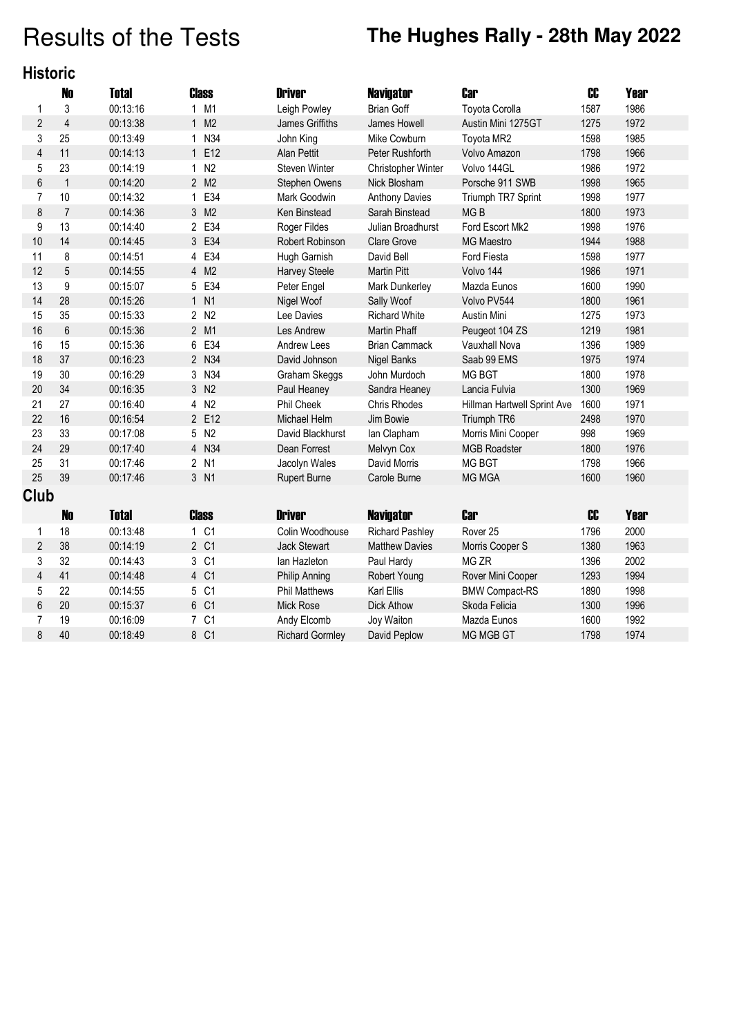# Results of the Tests

## The Hughes Rally - 28th May 2022

### Historic

| | No | Total | Class | Driver | Navigator | Car | CC | Year |
|---|---|---|---|---|---|---|---|---|
| 1 | 3 | 00:13:16 | 1 M1 | Leigh Powley | Brian Goff | Toyota Corolla | 1587 | 1986 |
| 2 | 4 | 00:13:38 | 1 M2 | James Griffiths | James Howell | Austin Mini 1275GT | 1275 | 1972 |
| 3 | 25 | 00:13:49 | 1 N34 | John King | Mike Cowburn | Toyota MR2 | 1598 | 1985 |
| 4 | 11 | 00:14:13 | 1 E12 | Alan Pettit | Peter Rushforth | Volvo Amazon | 1798 | 1966 |
| 5 | 23 | 00:14:19 | 1 N2 | Steven Winter | Christopher Winter | Volvo 144GL | 1986 | 1972 |
| 6 | 1 | 00:14:20 | 2 M2 | Stephen Owens | Nick Blosham | Porsche 911 SWB | 1998 | 1965 |
| 7 | 10 | 00:14:32 | 1 E34 | Mark Goodwin | Anthony Davies | Triumph TR7 Sprint | 1998 | 1977 |
| 8 | 7 | 00:14:36 | 3 M2 | Ken Binstead | Sarah Binstead | MG B | 1800 | 1973 |
| 9 | 13 | 00:14:40 | 2 E34 | Roger Fildes | Julian Broadhurst | Ford Escort Mk2 | 1998 | 1976 |
| 10 | 14 | 00:14:45 | 3 E34 | Robert Robinson | Clare Grove | MG Maestro | 1944 | 1988 |
| 11 | 8 | 00:14:51 | 4 E34 | Hugh Garnish | David Bell | Ford Fiesta | 1598 | 1977 |
| 12 | 5 | 00:14:55 | 4 M2 | Harvey Steele | Martin Pitt | Volvo 144 | 1986 | 1971 |
| 13 | 9 | 00:15:07 | 5 E34 | Peter Engel | Mark Dunkerley | Mazda Eunos | 1600 | 1990 |
| 14 | 28 | 00:15:26 | 1 N1 | Nigel Woof | Sally Woof | Volvo PV544 | 1800 | 1961 |
| 15 | 35 | 00:15:33 | 2 N2 | Lee Davies | Richard White | Austin Mini | 1275 | 1973 |
| 16 | 6 | 00:15:36 | 2 M1 | Les Andrew | Martin Phaff | Peugeot 104 ZS | 1219 | 1981 |
| 16 | 15 | 00:15:36 | 6 E34 | Andrew Lees | Brian Cammack | Vauxhall Nova | 1396 | 1989 |
| 18 | 37 | 00:16:23 | 2 N34 | David Johnson | Nigel Banks | Saab 99 EMS | 1975 | 1974 |
| 19 | 30 | 00:16:29 | 3 N34 | Graham Skeggs | John Murdoch | MG BGT | 1800 | 1978 |
| 20 | 34 | 00:16:35 | 3 N2 | Paul Heaney | Sandra Heaney | Lancia Fulvia | 1300 | 1969 |
| 21 | 27 | 00:16:40 | 4 N2 | Phil Cheek | Chris Rhodes | Hillman Hartwell Sprint Ave | 1600 | 1971 |
| 22 | 16 | 00:16:54 | 2 E12 | Michael Helm | Jim Bowie | Triumph TR6 | 2498 | 1970 |
| 23 | 33 | 00:17:08 | 5 N2 | David Blackhurst | Ian Clapham | Morris Mini Cooper | 998 | 1969 |
| 24 | 29 | 00:17:40 | 4 N34 | Dean Forrest | Melvyn Cox | MGB Roadster | 1800 | 1976 |
| 25 | 31 | 00:17:46 | 2 N1 | Jacolyn Wales | David Morris | MG BGT | 1798 | 1966 |
| 25 | 39 | 00:17:46 | 3 N1 | Rupert Burne | Carole Burne | MG MGA | 1600 | 1960 |

### Club

| | No | Total | Class | Driver | Navigator | Car | CC | Year |
|---|---|---|---|---|---|---|---|---|
| 1 | 18 | 00:13:48 | 1 C1 | Colin Woodhouse | Richard Pashley | Rover 25 | 1796 | 2000 |
| 2 | 38 | 00:14:19 | 2 C1 | Jack Stewart | Matthew Davies | Morris Cooper S | 1380 | 1963 |
| 3 | 32 | 00:14:43 | 3 C1 | Ian Hazleton | Paul Hardy | MG ZR | 1396 | 2002 |
| 4 | 41 | 00:14:48 | 4 C1 | Philip Anning | Robert Young | Rover Mini Cooper | 1293 | 1994 |
| 5 | 22 | 00:14:55 | 5 C1 | Phil Matthews | Karl Ellis | BMW Compact-RS | 1890 | 1998 |
| 6 | 20 | 00:15:37 | 6 C1 | Mick Rose | Dick Athow | Skoda Felicia | 1300 | 1996 |
| 7 | 19 | 00:16:09 | 7 C1 | Andy Elcomb | Joy Waiton | Mazda Eunos | 1600 | 1992 |
| 8 | 40 | 00:18:49 | 8 C1 | Richard Gormley | David Peplow | MG MGB GT | 1798 | 1974 |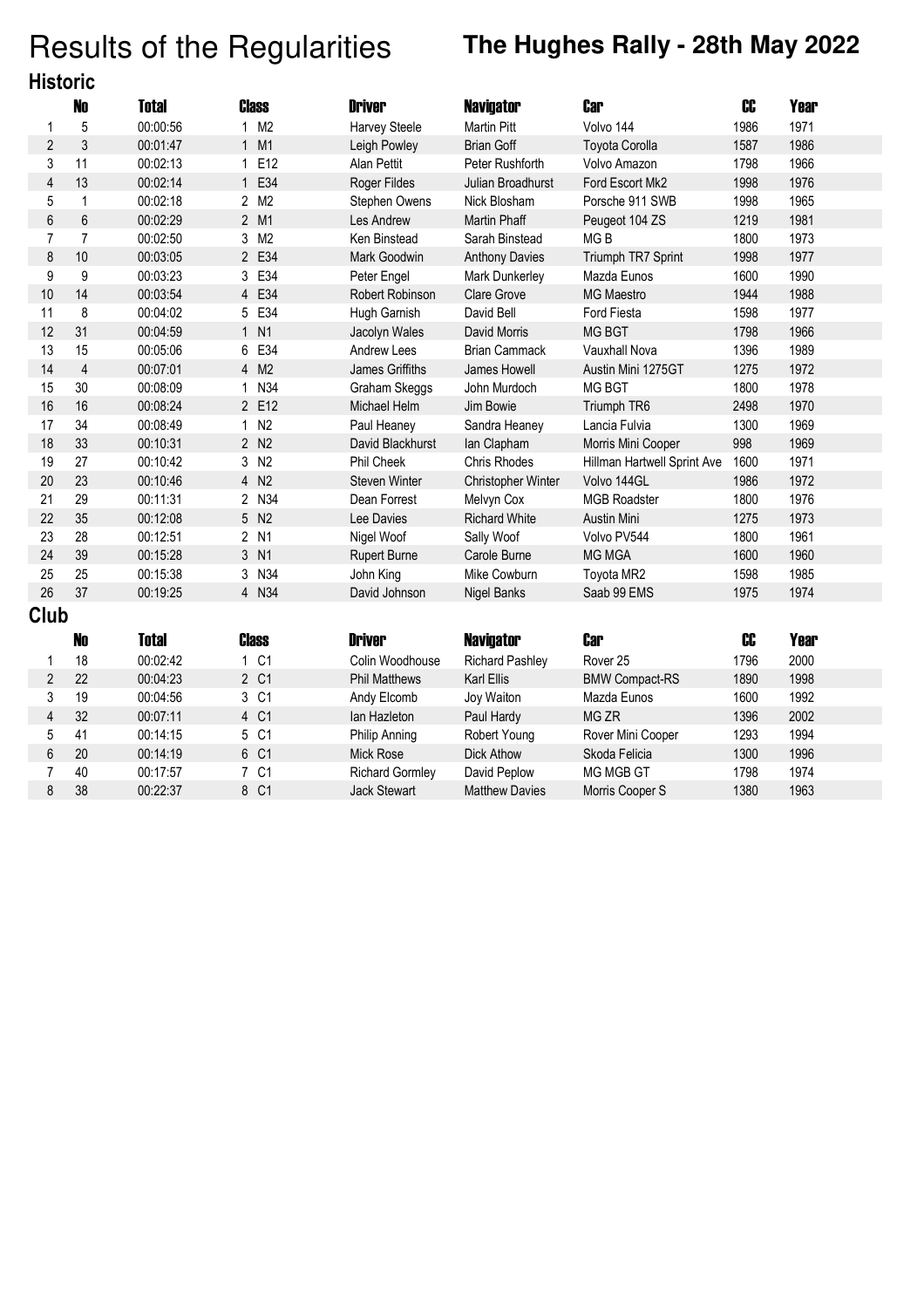# Results of the Regularities

## The Hughes Rally - 28th May 2022

### Historic

| | No | Total | Class | | Driver | Navigator | Car | CC | Year |
|---|---|---|---|---|---|---|---|---|---|
| 1 | 5 | 00:00:56 | 1 | M2 | Harvey Steele | Martin Pitt | Volvo 144 | 1986 | 1971 |
| 2 | 3 | 00:01:47 | 1 | M1 | Leigh Powley | Brian Goff | Toyota Corolla | 1587 | 1986 |
| 3 | 11 | 00:02:13 | 1 | E12 | Alan Pettit | Peter Rushforth | Volvo Amazon | 1798 | 1966 |
| 4 | 13 | 00:02:14 | 1 | E34 | Roger Fildes | Julian Broadhurst | Ford Escort Mk2 | 1998 | 1976 |
| 5 | 1 | 00:02:18 | 2 | M2 | Stephen Owens | Nick Blosham | Porsche 911 SWB | 1998 | 1965 |
| 6 | 6 | 00:02:29 | 2 | M1 | Les Andrew | Martin Phaff | Peugeot 104 ZS | 1219 | 1981 |
| 7 | 7 | 00:02:50 | 3 | M2 | Ken Binstead | Sarah Binstead | MG B | 1800 | 1973 |
| 8 | 10 | 00:03:05 | 2 | E34 | Mark Goodwin | Anthony Davies | Triumph TR7 Sprint | 1998 | 1977 |
| 9 | 9 | 00:03:23 | 3 | E34 | Peter Engel | Mark Dunkerley | Mazda Eunos | 1600 | 1990 |
| 10 | 14 | 00:03:54 | 4 | E34 | Robert Robinson | Clare Grove | MG Maestro | 1944 | 1988 |
| 11 | 8 | 00:04:02 | 5 | E34 | Hugh Garnish | David Bell | Ford Fiesta | 1598 | 1977 |
| 12 | 31 | 00:04:59 | 1 | N1 | Jacolyn Wales | David Morris | MG BGT | 1798 | 1966 |
| 13 | 15 | 00:05:06 | 6 | E34 | Andrew Lees | Brian Cammack | Vauxhall Nova | 1396 | 1989 |
| 14 | 4 | 00:07:01 | 4 | M2 | James Griffiths | James Howell | Austin Mini 1275GT | 1275 | 1972 |
| 15 | 30 | 00:08:09 | 1 | N34 | Graham Skeggs | John Murdoch | MG BGT | 1800 | 1978 |
| 16 | 16 | 00:08:24 | 2 | E12 | Michael Helm | Jim Bowie | Triumph TR6 | 2498 | 1970 |
| 17 | 34 | 00:08:49 | 1 | N2 | Paul Heaney | Sandra Heaney | Lancia Fulvia | 1300 | 1969 |
| 18 | 33 | 00:10:31 | 2 | N2 | David Blackhurst | Ian Clapham | Morris Mini Cooper | 998 | 1969 |
| 19 | 27 | 00:10:42 | 3 | N2 | Phil Cheek | Chris Rhodes | Hillman Hartwell Sprint Ave | 1600 | 1971 |
| 20 | 23 | 00:10:46 | 4 | N2 | Steven Winter | Christopher Winter | Volvo 144GL | 1986 | 1972 |
| 21 | 29 | 00:11:31 | 2 | N34 | Dean Forrest | Melvyn Cox | MGB Roadster | 1800 | 1976 |
| 22 | 35 | 00:12:08 | 5 | N2 | Lee Davies | Richard White | Austin Mini | 1275 | 1973 |
| 23 | 28 | 00:12:51 | 2 | N1 | Nigel Woof | Sally Woof | Volvo PV544 | 1800 | 1961 |
| 24 | 39 | 00:15:28 | 3 | N1 | Rupert Burne | Carole Burne | MG MGA | 1600 | 1960 |
| 25 | 25 | 00:15:38 | 3 | N34 | John King | Mike Cowburn | Toyota MR2 | 1598 | 1985 |
| 26 | 37 | 00:19:25 | 4 | N34 | David Johnson | Nigel Banks | Saab 99 EMS | 1975 | 1974 |

### Club

| | No | Total | Class | | Driver | Navigator | Car | CC | Year |
|---|---|---|---|---|---|---|---|---|---|
| 1 | 18 | 00:02:42 | 1 | C1 | Colin Woodhouse | Richard Pashley | Rover 25 | 1796 | 2000 |
| 2 | 22 | 00:04:23 | 2 | C1 | Phil Matthews | Karl Ellis | BMW Compact-RS | 1890 | 1998 |
| 3 | 19 | 00:04:56 | 3 | C1 | Andy Elcomb | Joy Waiton | Mazda Eunos | 1600 | 1992 |
| 4 | 32 | 00:07:11 | 4 | C1 | Ian Hazleton | Paul Hardy | MG ZR | 1396 | 2002 |
| 5 | 41 | 00:14:15 | 5 | C1 | Philip Anning | Robert Young | Rover Mini Cooper | 1293 | 1994 |
| 6 | 20 | 00:14:19 | 6 | C1 | Mick Rose | Dick Athow | Skoda Felicia | 1300 | 1996 |
| 7 | 40 | 00:17:57 | 7 | C1 | Richard Gormley | David Peplow | MG MGB GT | 1798 | 1974 |
| 8 | 38 | 00:22:37 | 8 | C1 | Jack Stewart | Matthew Davies | Morris Cooper S | 1380 | 1963 |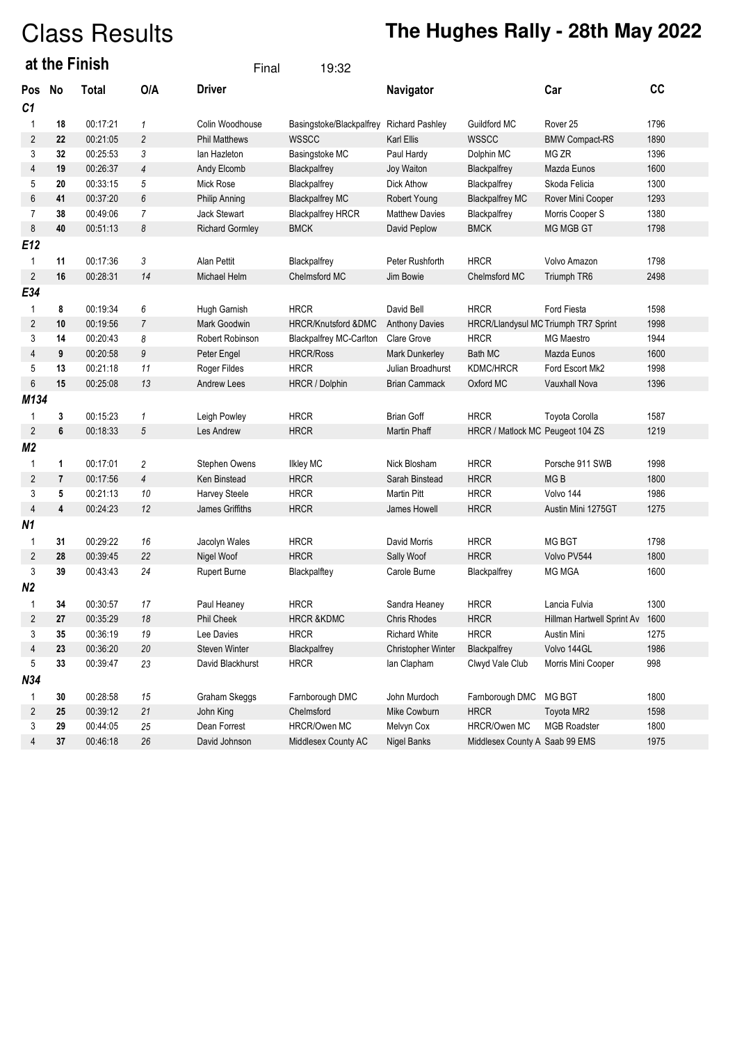# Class Results

## The Hughes Rally - 28th May 2022

**at the Finish** Final 19:32

| Pos | No | Total | O/A | Driver | | Navigator | | Car | CC |
|---|---|---|---|---|---|---|---|---|---|
| ***C1*** | | | | | | | | | |
| 1 | **18** | 00:17:21 | *1* | Colin Woodhouse | Basingstoke/Blackpalfrey | Richard Pashley | Guildford MC | Rover 25 | 1796 |
| 2 | **22** | 00:21:05 | *2* | Phil Matthews | WSSCC | Karl Ellis | WSSCC | BMW Compact-RS | 1890 |
| 3 | **32** | 00:25:53 | *3* | Ian Hazleton | Basingstoke MC | Paul Hardy | Dolphin MC | MG ZR | 1396 |
| 4 | **19** | 00:26:37 | *4* | Andy Elcomb | Blackpalfrey | Joy Waiton | Blackpalfrey | Mazda Eunos | 1600 |
| 5 | **20** | 00:33:15 | *5* | Mick Rose | Blackpalfrey | Dick Athow | Blackpalfrey | Skoda Felicia | 1300 |
| 6 | **41** | 00:37:20 | *6* | Philip Anning | Blackpalfrey MC | Robert Young | Blackpalfrey MC | Rover Mini Cooper | 1293 |
| 7 | **38** | 00:49:06 | *7* | Jack Stewart | Blackpalfrey HRCR | Matthew Davies | Blackpalfrey | Morris Cooper S | 1380 |
| 8 | **40** | 00:51:13 | *8* | Richard Gormley | BMCK | David Peplow | BMCK | MG MGB GT | 1798 |
| ***E12*** | | | | | | | | | |
| 1 | **11** | 00:17:36 | *3* | Alan Pettit | Blackpalfrey | Peter Rushforth | HRCR | Volvo Amazon | 1798 |
| 2 | **16** | 00:28:31 | *14* | Michael Helm | Chelmsford MC | Jim Bowie | Chelmsford MC | Triumph TR6 | 2498 |
| ***E34*** | | | | | | | | | |
| 1 | **8** | 00:19:34 | *6* | Hugh Garnish | HRCR | David Bell | HRCR | Ford Fiesta | 1598 |
| 2 | **10** | 00:19:56 | *7* | Mark Goodwin | HRCR/Knutsford &DMC | Anthony Davies | HRCR/Llandysul MC | Triumph TR7 Sprint | 1998 |
| 3 | **14** | 00:20:43 | *8* | Robert Robinson | Blackpalfrey MC-Carlton | Clare Grove | HRCR | MG Maestro | 1944 |
| 4 | **9** | 00:20:58 | *9* | Peter Engel | HRCR/Ross | Mark Dunkerley | Bath MC | Mazda Eunos | 1600 |
| 5 | **13** | 00:21:18 | *11* | Roger Fildes | HRCR | Julian Broadhurst | KDMC/HRCR | Ford Escort Mk2 | 1998 |
| 6 | **15** | 00:25:08 | *13* | Andrew Lees | HRCR / Dolphin | Brian Cammack | Oxford MC | Vauxhall Nova | 1396 |
| ***M134*** | | | | | | | | | |
| 1 | **3** | 00:15:23 | *1* | Leigh Powley | HRCR | Brian Goff | HRCR | Toyota Corolla | 1587 |
| 2 | **6** | 00:18:33 | *5* | Les Andrew | HRCR | Martin Phaff | HRCR / Matlock MC | Peugeot 104 ZS | 1219 |
| ***M2*** | | | | | | | | | |
| 1 | **1** | 00:17:01 | *2* | Stephen Owens | Ilkley MC | Nick Blosham | HRCR | Porsche 911 SWB | 1998 |
| 2 | **7** | 00:17:56 | *4* | Ken Binstead | HRCR | Sarah Binstead | HRCR | MG B | 1800 |
| 3 | **5** | 00:21:13 | *10* | Harvey Steele | HRCR | Martin Pitt | HRCR | Volvo 144 | 1986 |
| 4 | **4** | 00:24:23 | *12* | James Griffiths | HRCR | James Howell | HRCR | Austin Mini 1275GT | 1275 |
| ***N1*** | | | | | | | | | |
| 1 | **31** | 00:29:22 | *16* | Jacolyn Wales | HRCR | David Morris | HRCR | MG BGT | 1798 |
| 2 | **28** | 00:39:45 | *22* | Nigel Woof | HRCR | Sally Woof | HRCR | Volvo PV544 | 1800 |
| 3 | **39** | 00:43:43 | *24* | Rupert Burne | Blackpalftey | Carole Burne | Blackpalfrey | MG MGA | 1600 |
| ***N2*** | | | | | | | | | |
| 1 | **34** | 00:30:57 | *17* | Paul Heaney | HRCR | Sandra Heaney | HRCR | Lancia Fulvia | 1300 |
| 2 | **27** | 00:35:29 | *18* | Phil Cheek | HRCR &KDMC | Chris Rhodes | HRCR | Hillman Hartwell Sprint Av | 1600 |
| 3 | **35** | 00:36:19 | *19* | Lee Davies | HRCR | Richard White | HRCR | Austin Mini | 1275 |
| 4 | **23** | 00:36:20 | *20* | Steven Winter | Blackpalfrey | Christopher Winter | Blackpalfrey | Volvo 144GL | 1986 |
| 5 | **33** | 00:39:47 | *23* | David Blackhurst | HRCR | Ian Clapham | Clwyd Vale Club | Morris Mini Cooper | 998 |
| ***N34*** | | | | | | | | | |
| 1 | **30** | 00:28:58 | *15* | Graham Skeggs | Farnborough DMC | John Murdoch | Farnborough DMC | MG BGT | 1800 |
| 2 | **25** | 00:39:12 | *21* | John King | Chelmsford | Mike Cowburn | HRCR | Toyota MR2 | 1598 |
| 3 | **29** | 00:44:05 | *25* | Dean Forrest | HRCR/Owen MC | Melvyn Cox | HRCR/Owen MC | MGB Roadster | 1800 |
| 4 | **37** | 00:46:18 | *26* | David Johnson | Middlesex County AC | Nigel Banks | Middlesex County A | Saab 99 EMS | 1975 |